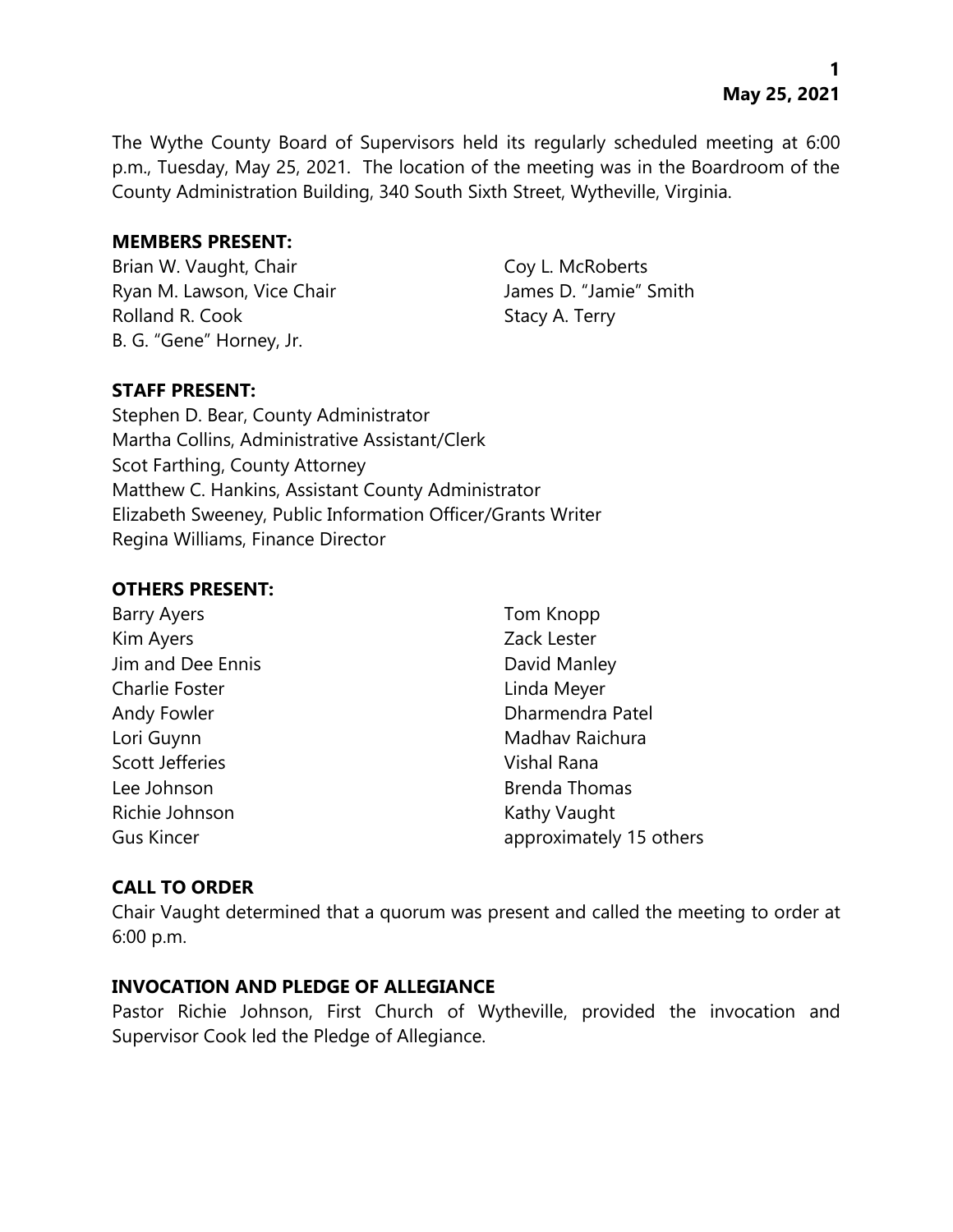The Wythe County Board of Supervisors held its regularly scheduled meeting at 6:00 p.m., Tuesday, May 25, 2021. The location of the meeting was in the Boardroom of the County Administration Building, 340 South Sixth Street, Wytheville, Virginia.

**MEMBERS PRESENT:**

Brian W. Vaught, Chair
Ryan M. Lawson, Vice Chair
Rolland R. Cook
B. G. "Gene" Horney, Jr.
Coy L. McRoberts
James D. "Jamie" Smith
Stacy A. Terry

**STAFF PRESENT:**

Stephen D. Bear, County Administrator
Martha Collins, Administrative Assistant/Clerk
Scot Farthing, County Attorney
Matthew C. Hankins, Assistant County Administrator
Elizabeth Sweeney, Public Information Officer/Grants Writer
Regina Williams, Finance Director

**OTHERS PRESENT:**

Barry Ayers
Kim Ayers
Jim and Dee Ennis
Charlie Foster
Andy Fowler
Lori Guynn
Scott Jefferies
Lee Johnson
Richie Johnson
Gus Kincer
Tom Knopp
Zack Lester
David Manley
Linda Meyer
Dharmendra Patel
Madhav Raichura
Vishal Rana
Brenda Thomas
Kathy Vaught
approximately 15 others

**CALL TO ORDER**

Chair Vaught determined that a quorum was present and called the meeting to order at 6:00 p.m.

**INVOCATION AND PLEDGE OF ALLEGIANCE**

Pastor Richie Johnson, First Church of Wytheville, provided the invocation and Supervisor Cook led the Pledge of Allegiance.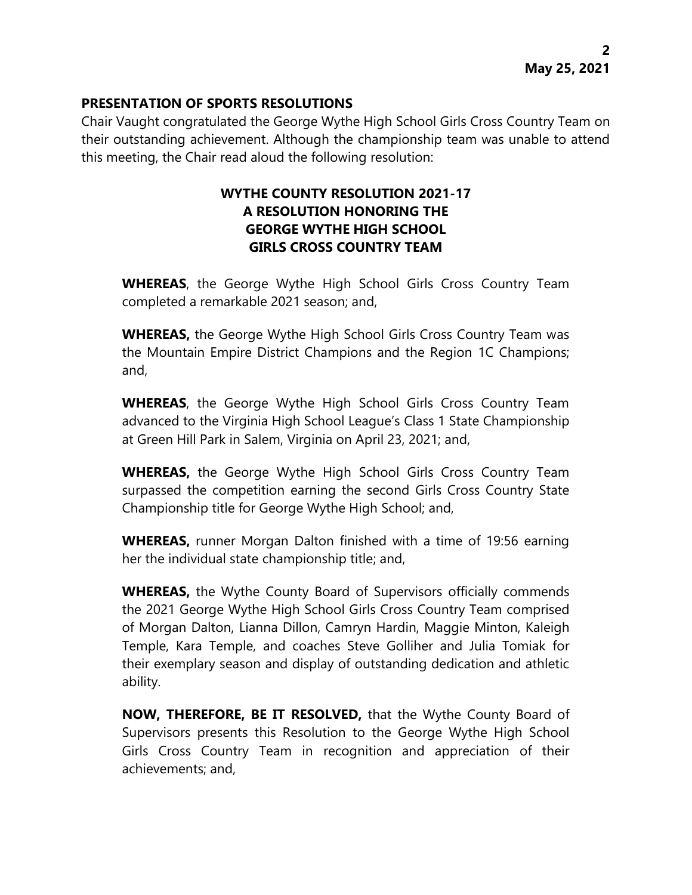## PRESENTATION OF SPORTS RESOLUTIONS

Chair Vaught congratulated the George Wythe High School Girls Cross Country Team on their outstanding achievement. Although the championship team was unable to attend this meeting, the Chair read aloud the following resolution:

### WYTHE COUNTY RESOLUTION 2021-17
### A RESOLUTION HONORING THE GEORGE WYTHE HIGH SCHOOL GIRLS CROSS COUNTRY TEAM

**WHEREAS**, the George Wythe High School Girls Cross Country Team completed a remarkable 2021 season; and,

**WHEREAS,** the George Wythe High School Girls Cross Country Team was the Mountain Empire District Champions and the Region 1C Champions; and,

**WHEREAS**, the George Wythe High School Girls Cross Country Team advanced to the Virginia High School League's Class 1 State Championship at Green Hill Park in Salem, Virginia on April 23, 2021; and,

**WHEREAS,** the George Wythe High School Girls Cross Country Team surpassed the competition earning the second Girls Cross Country State Championship title for George Wythe High School; and,

**WHEREAS,** runner Morgan Dalton finished with a time of 19:56 earning her the individual state championship title; and,

**WHEREAS,** the Wythe County Board of Supervisors officially commends the 2021 George Wythe High School Girls Cross Country Team comprised of Morgan Dalton, Lianna Dillon, Camryn Hardin, Maggie Minton, Kaleigh Temple, Kara Temple, and coaches Steve Golliher and Julia Tomiak for their exemplary season and display of outstanding dedication and athletic ability.

**NOW, THEREFORE, BE IT RESOLVED,** that the Wythe County Board of Supervisors presents this Resolution to the George Wythe High School Girls Cross Country Team in recognition and appreciation of their achievements; and,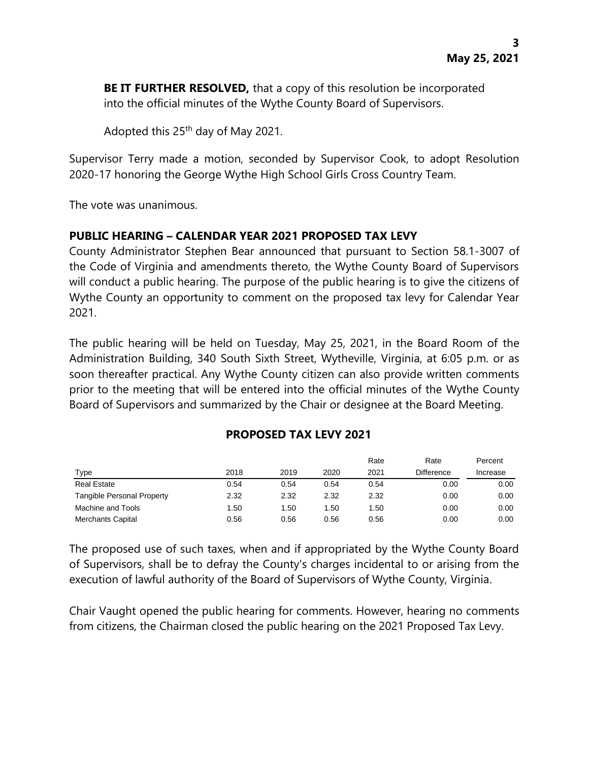**BE IT FURTHER RESOLVED,** that a copy of this resolution be incorporated into the official minutes of the Wythe County Board of Supervisors.

Adopted this 25th day of May 2021.

Supervisor Terry made a motion, seconded by Supervisor Cook, to adopt Resolution 2020-17 honoring the George Wythe High School Girls Cross Country Team.

The vote was unanimous.

**PUBLIC HEARING – CALENDAR YEAR 2021 PROPOSED TAX LEVY**

County Administrator Stephen Bear announced that pursuant to Section 58.1-3007 of the Code of Virginia and amendments thereto, the Wythe County Board of Supervisors will conduct a public hearing. The purpose of the public hearing is to give the citizens of Wythe County an opportunity to comment on the proposed tax levy for Calendar Year 2021.

The public hearing will be held on Tuesday, May 25, 2021, in the Board Room of the Administration Building, 340 South Sixth Street, Wytheville, Virginia, at 6:05 p.m. or as soon thereafter practical. Any Wythe County citizen can also provide written comments prior to the meeting that will be entered into the official minutes of the Wythe County Board of Supervisors and summarized by the Chair or designee at the Board Meeting.

**PROPOSED TAX LEVY 2021**

| Type | 2018 | 2019 | 2020 | Rate 2021 | Rate Difference | Percent Increase |
|---|---|---|---|---|---|---|
| Real Estate | 0.54 | 0.54 | 0.54 | 0.54 | 0.00 | 0.00 |
| Tangible Personal Property | 2.32 | 2.32 | 2.32 | 2.32 | 0.00 | 0.00 |
| Machine and Tools | 1.50 | 1.50 | 1.50 | 1.50 | 0.00 | 0.00 |
| Merchants Capital | 0.56 | 0.56 | 0.56 | 0.56 | 0.00 | 0.00 |

The proposed use of such taxes, when and if appropriated by the Wythe County Board of Supervisors, shall be to defray the County's charges incidental to or arising from the execution of lawful authority of the Board of Supervisors of Wythe County, Virginia.

Chair Vaught opened the public hearing for comments. However, hearing no comments from citizens, the Chairman closed the public hearing on the 2021 Proposed Tax Levy.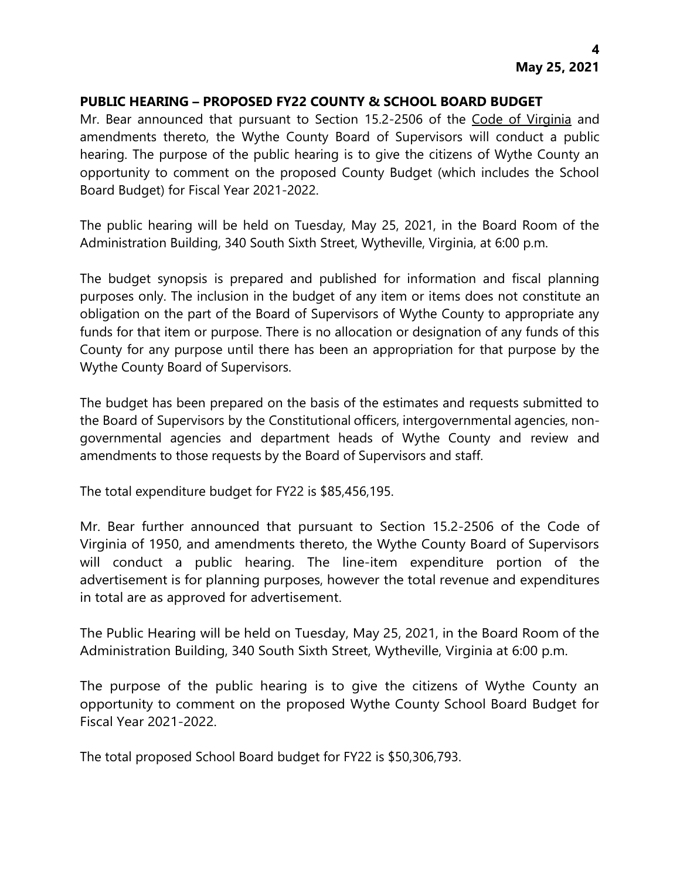## PUBLIC HEARING – PROPOSED FY22 COUNTY & SCHOOL BOARD BUDGET

Mr. Bear announced that pursuant to Section 15.2-2506 of the Code of Virginia and amendments thereto, the Wythe County Board of Supervisors will conduct a public hearing. The purpose of the public hearing is to give the citizens of Wythe County an opportunity to comment on the proposed County Budget (which includes the School Board Budget) for Fiscal Year 2021-2022.

The public hearing will be held on Tuesday, May 25, 2021, in the Board Room of the Administration Building, 340 South Sixth Street, Wytheville, Virginia, at 6:00 p.m.

The budget synopsis is prepared and published for information and fiscal planning purposes only. The inclusion in the budget of any item or items does not constitute an obligation on the part of the Board of Supervisors of Wythe County to appropriate any funds for that item or purpose. There is no allocation or designation of any funds of this County for any purpose until there has been an appropriation for that purpose by the Wythe County Board of Supervisors.

The budget has been prepared on the basis of the estimates and requests submitted to the Board of Supervisors by the Constitutional officers, intergovernmental agencies, non-governmental agencies and department heads of Wythe County and review and amendments to those requests by the Board of Supervisors and staff.

The total expenditure budget for FY22 is $85,456,195.

Mr. Bear further announced that pursuant to Section 15.2-2506 of the Code of Virginia of 1950, and amendments thereto, the Wythe County Board of Supervisors will conduct a public hearing. The line-item expenditure portion of the advertisement is for planning purposes, however the total revenue and expenditures in total are as approved for advertisement.

The Public Hearing will be held on Tuesday, May 25, 2021, in the Board Room of the Administration Building, 340 South Sixth Street, Wytheville, Virginia at 6:00 p.m.

The purpose of the public hearing is to give the citizens of Wythe County an opportunity to comment on the proposed Wythe County School Board Budget for Fiscal Year 2021-2022.

The total proposed School Board budget for FY22 is $50,306,793.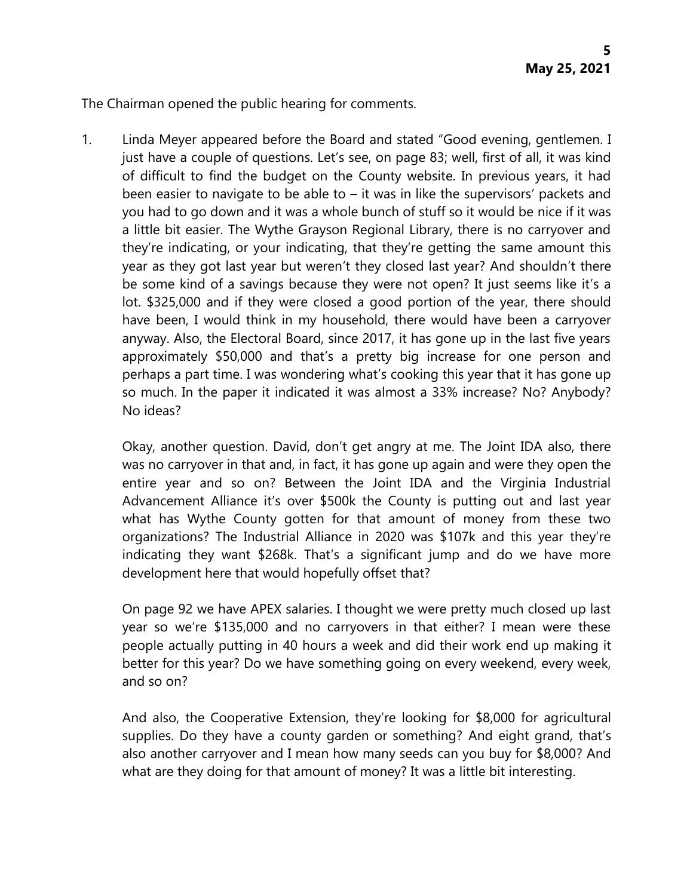The Chairman opened the public hearing for comments.

1. Linda Meyer appeared before the Board and stated "Good evening, gentlemen. I just have a couple of questions. Let's see, on page 83; well, first of all, it was kind of difficult to find the budget on the County website. In previous years, it had been easier to navigate to be able to – it was in like the supervisors' packets and you had to go down and it was a whole bunch of stuff so it would be nice if it was a little bit easier. The Wythe Grayson Regional Library, there is no carryover and they're indicating, or your indicating, that they're getting the same amount this year as they got last year but weren't they closed last year? And shouldn't there be some kind of a savings because they were not open? It just seems like it's a lot. $325,000 and if they were closed a good portion of the year, there should have been, I would think in my household, there would have been a carryover anyway. Also, the Electoral Board, since 2017, it has gone up in the last five years approximately $50,000 and that's a pretty big increase for one person and perhaps a part time. I was wondering what's cooking this year that it has gone up so much. In the paper it indicated it was almost a 33% increase? No? Anybody? No ideas?

   Okay, another question. David, don't get angry at me. The Joint IDA also, there was no carryover in that and, in fact, it has gone up again and were they open the entire year and so on? Between the Joint IDA and the Virginia Industrial Advancement Alliance it's over $500k the County is putting out and last year what has Wythe County gotten for that amount of money from these two organizations? The Industrial Alliance in 2020 was $107k and this year they're indicating they want $268k. That's a significant jump and do we have more development here that would hopefully offset that?

   On page 92 we have APEX salaries. I thought we were pretty much closed up last year so we're $135,000 and no carryovers in that either? I mean were these people actually putting in 40 hours a week and did their work end up making it better for this year? Do we have something going on every weekend, every week, and so on?

   And also, the Cooperative Extension, they're looking for $8,000 for agricultural supplies. Do they have a county garden or something? And eight grand, that's also another carryover and I mean how many seeds can you buy for $8,000? And what are they doing for that amount of money? It was a little bit interesting.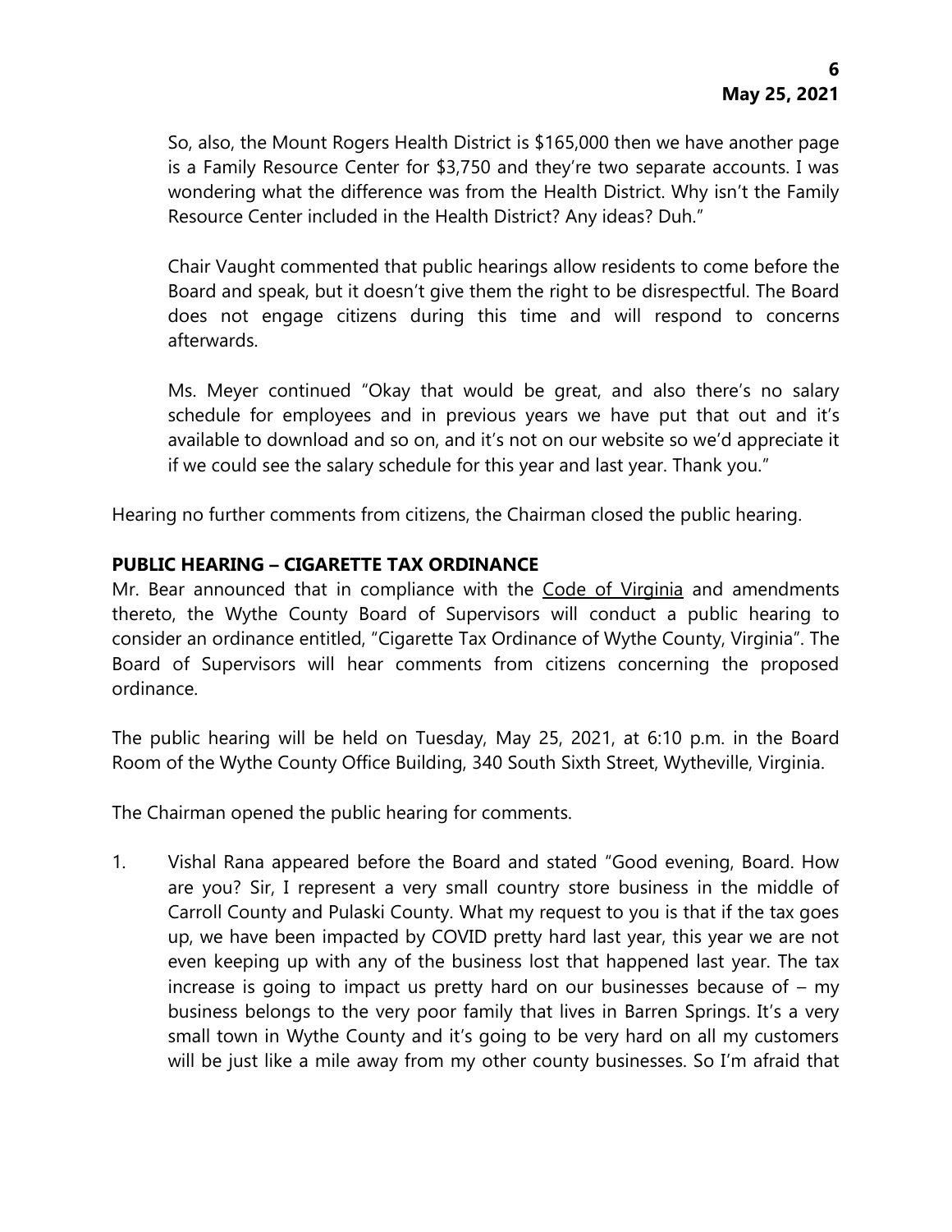So, also, the Mount Rogers Health District is $165,000 then we have another page is a Family Resource Center for $3,750 and they're two separate accounts. I was wondering what the difference was from the Health District. Why isn't the Family Resource Center included in the Health District? Any ideas? Duh."

Chair Vaught commented that public hearings allow residents to come before the Board and speak, but it doesn't give them the right to be disrespectful. The Board does not engage citizens during this time and will respond to concerns afterwards.

Ms. Meyer continued "Okay that would be great, and also there's no salary schedule for employees and in previous years we have put that out and it's available to download and so on, and it's not on our website so we'd appreciate it if we could see the salary schedule for this year and last year. Thank you."

Hearing no further comments from citizens, the Chairman closed the public hearing.

**PUBLIC HEARING – CIGARETTE TAX ORDINANCE**

Mr. Bear announced that in compliance with the Code of Virginia and amendments thereto, the Wythe County Board of Supervisors will conduct a public hearing to consider an ordinance entitled, "Cigarette Tax Ordinance of Wythe County, Virginia". The Board of Supervisors will hear comments from citizens concerning the proposed ordinance.

The public hearing will be held on Tuesday, May 25, 2021, at 6:10 p.m. in the Board Room of the Wythe County Office Building, 340 South Sixth Street, Wytheville, Virginia.

The Chairman opened the public hearing for comments.

1. Vishal Rana appeared before the Board and stated "Good evening, Board. How are you? Sir, I represent a very small country store business in the middle of Carroll County and Pulaski County. What my request to you is that if the tax goes up, we have been impacted by COVID pretty hard last year, this year we are not even keeping up with any of the business lost that happened last year. The tax increase is going to impact us pretty hard on our businesses because of – my business belongs to the very poor family that lives in Barren Springs. It's a very small town in Wythe County and it's going to be very hard on all my customers will be just like a mile away from my other county businesses. So I'm afraid that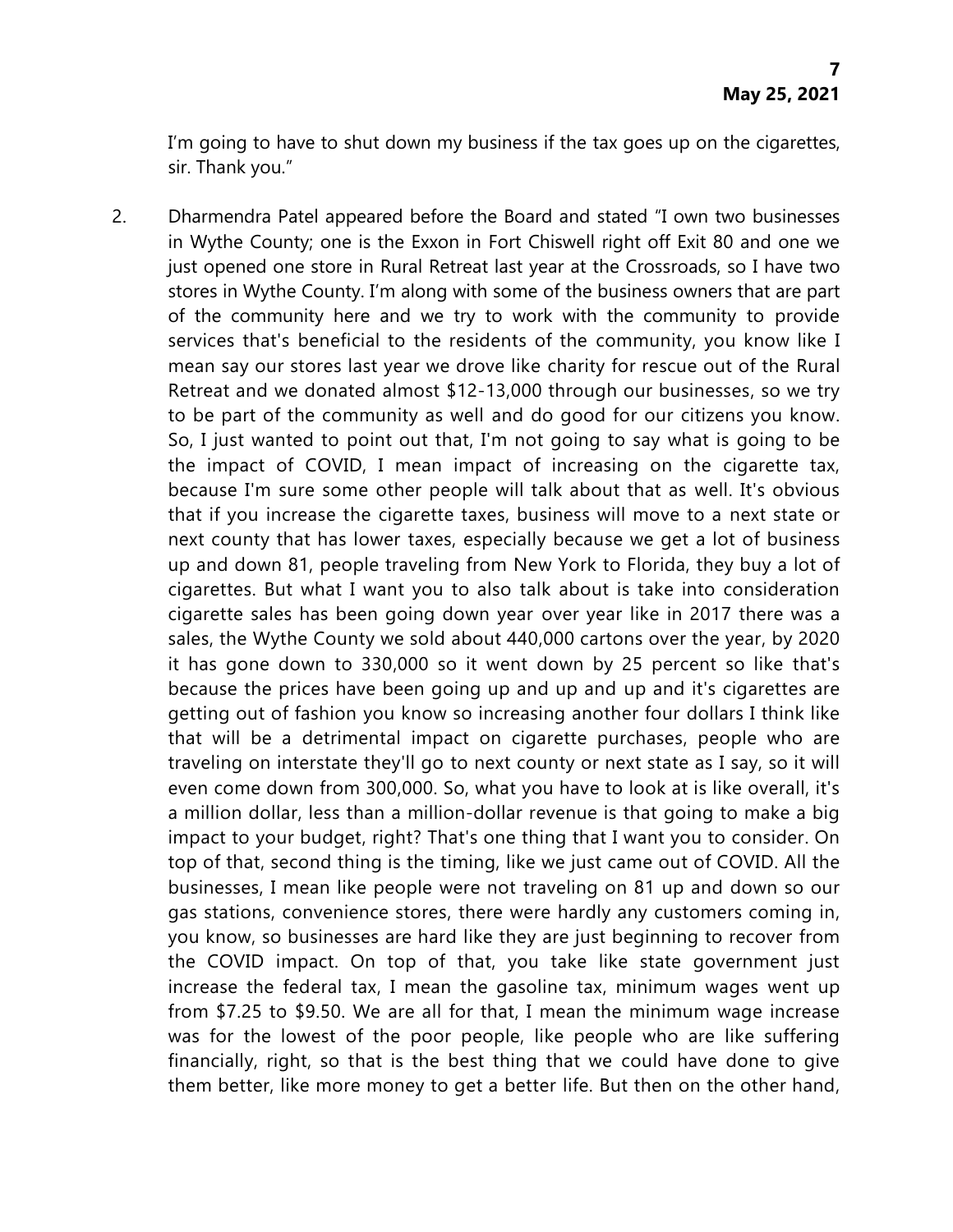I'm going to have to shut down my business if the tax goes up on the cigarettes, sir. Thank you."

2. Dharmendra Patel appeared before the Board and stated "I own two businesses in Wythe County; one is the Exxon in Fort Chiswell right off Exit 80 and one we just opened one store in Rural Retreat last year at the Crossroads, so I have two stores in Wythe County. I'm along with some of the business owners that are part of the community here and we try to work with the community to provide services that's beneficial to the residents of the community, you know like I mean say our stores last year we drove like charity for rescue out of the Rural Retreat and we donated almost $12-13,000 through our businesses, so we try to be part of the community as well and do good for our citizens you know. So, I just wanted to point out that, I'm not going to say what is going to be the impact of COVID, I mean impact of increasing on the cigarette tax, because I'm sure some other people will talk about that as well. It's obvious that if you increase the cigarette taxes, business will move to a next state or next county that has lower taxes, especially because we get a lot of business up and down 81, people traveling from New York to Florida, they buy a lot of cigarettes. But what I want you to also talk about is take into consideration cigarette sales has been going down year over year like in 2017 there was a sales, the Wythe County we sold about 440,000 cartons over the year, by 2020 it has gone down to 330,000 so it went down by 25 percent so like that's because the prices have been going up and up and up and it's cigarettes are getting out of fashion you know so increasing another four dollars I think like that will be a detrimental impact on cigarette purchases, people who are traveling on interstate they'll go to next county or next state as I say, so it will even come down from 300,000. So, what you have to look at is like overall, it's a million dollar, less than a million-dollar revenue is that going to make a big impact to your budget, right? That's one thing that I want you to consider. On top of that, second thing is the timing, like we just came out of COVID. All the businesses, I mean like people were not traveling on 81 up and down so our gas stations, convenience stores, there were hardly any customers coming in, you know, so businesses are hard like they are just beginning to recover from the COVID impact. On top of that, you take like state government just increase the federal tax, I mean the gasoline tax, minimum wages went up from $7.25 to $9.50. We are all for that, I mean the minimum wage increase was for the lowest of the poor people, like people who are like suffering financially, right, so that is the best thing that we could have done to give them better, like more money to get a better life. But then on the other hand,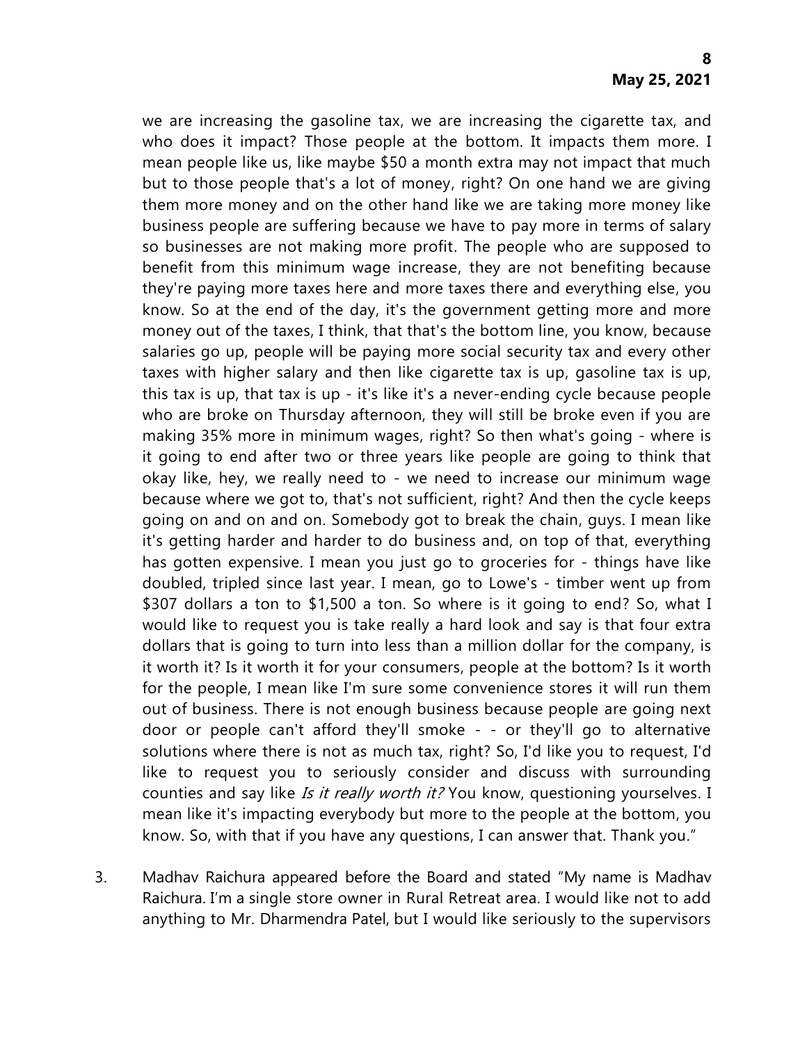we are increasing the gasoline tax, we are increasing the cigarette tax, and who does it impact? Those people at the bottom. It impacts them more. I mean people like us, like maybe $50 a month extra may not impact that much but to those people that's a lot of money, right? On one hand we are giving them more money and on the other hand like we are taking more money like business people are suffering because we have to pay more in terms of salary so businesses are not making more profit. The people who are supposed to benefit from this minimum wage increase, they are not benefiting because they're paying more taxes here and more taxes there and everything else, you know. So at the end of the day, it's the government getting more and more money out of the taxes, I think, that that's the bottom line, you know, because salaries go up, people will be paying more social security tax and every other taxes with higher salary and then like cigarette tax is up, gasoline tax is up, this tax is up, that tax is up - it's like it's a never-ending cycle because people who are broke on Thursday afternoon, they will still be broke even if you are making 35% more in minimum wages, right? So then what's going - where is it going to end after two or three years like people are going to think that okay like, hey, we really need to - we need to increase our minimum wage because where we got to, that's not sufficient, right? And then the cycle keeps going on and on and on. Somebody got to break the chain, guys. I mean like it's getting harder and harder to do business and, on top of that, everything has gotten expensive. I mean you just go to groceries for - things have like doubled, tripled since last year. I mean, go to Lowe's - timber went up from $307 dollars a ton to $1,500 a ton. So where is it going to end? So, what I would like to request you is take really a hard look and say is that four extra dollars that is going to turn into less than a million dollar for the company, is it worth it? Is it worth it for your consumers, people at the bottom? Is it worth for the people, I mean like I'm sure some convenience stores it will run them out of business. There is not enough business because people are going next door or people can't afford they'll smoke - - or they'll go to alternative solutions where there is not as much tax, right? So, I'd like you to request, I'd like to request you to seriously consider and discuss with surrounding counties and say like *Is it really worth it?* You know, questioning yourselves. I mean like it's impacting everybody but more to the people at the bottom, you know. So, with that if you have any questions, I can answer that. Thank you."

3. Madhav Raichura appeared before the Board and stated "My name is Madhav Raichura. I'm a single store owner in Rural Retreat area. I would like not to add anything to Mr. Dharmendra Patel, but I would like seriously to the supervisors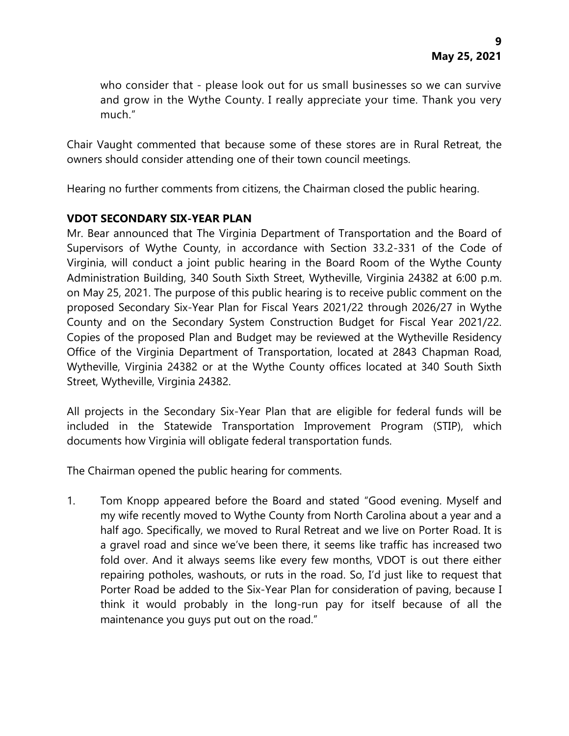who consider that - please look out for us small businesses so we can survive and grow in the Wythe County. I really appreciate your time. Thank you very much."

Chair Vaught commented that because some of these stores are in Rural Retreat, the owners should consider attending one of their town council meetings.

Hearing no further comments from citizens, the Chairman closed the public hearing.

**VDOT SECONDARY SIX-YEAR PLAN**

Mr. Bear announced that The Virginia Department of Transportation and the Board of Supervisors of Wythe County, in accordance with Section 33.2-331 of the Code of Virginia, will conduct a joint public hearing in the Board Room of the Wythe County Administration Building, 340 South Sixth Street, Wytheville, Virginia 24382 at 6:00 p.m. on May 25, 2021. The purpose of this public hearing is to receive public comment on the proposed Secondary Six-Year Plan for Fiscal Years 2021/22 through 2026/27 in Wythe County and on the Secondary System Construction Budget for Fiscal Year 2021/22. Copies of the proposed Plan and Budget may be reviewed at the Wytheville Residency Office of the Virginia Department of Transportation, located at 2843 Chapman Road, Wytheville, Virginia 24382 or at the Wythe County offices located at 340 South Sixth Street, Wytheville, Virginia 24382.

All projects in the Secondary Six-Year Plan that are eligible for federal funds will be included in the Statewide Transportation Improvement Program (STIP), which documents how Virginia will obligate federal transportation funds.

The Chairman opened the public hearing for comments.

1. Tom Knopp appeared before the Board and stated "Good evening. Myself and my wife recently moved to Wythe County from North Carolina about a year and a half ago. Specifically, we moved to Rural Retreat and we live on Porter Road. It is a gravel road and since we've been there, it seems like traffic has increased two fold over. And it always seems like every few months, VDOT is out there either repairing potholes, washouts, or ruts in the road. So, I'd just like to request that Porter Road be added to the Six-Year Plan for consideration of paving, because I think it would probably in the long-run pay for itself because of all the maintenance you guys put out on the road."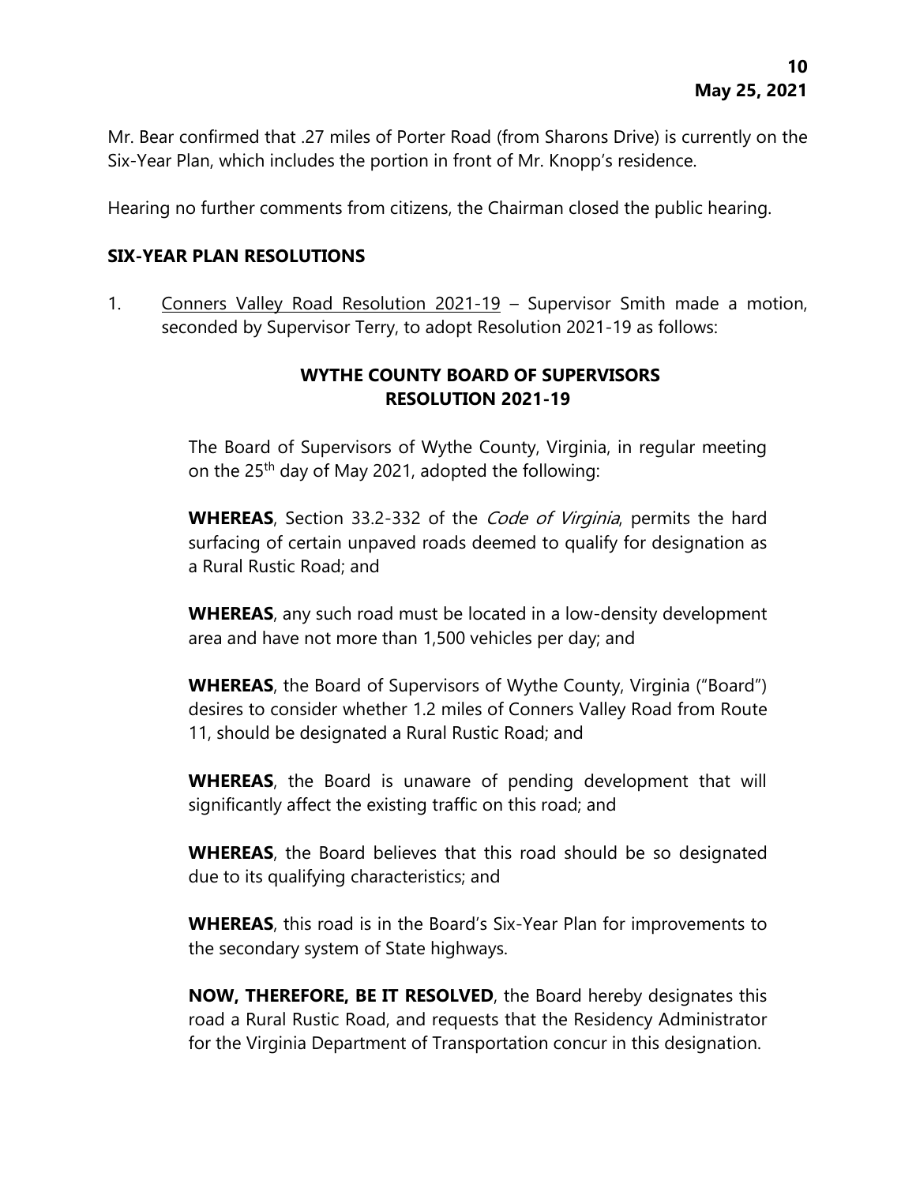Mr. Bear confirmed that .27 miles of Porter Road (from Sharons Drive) is currently on the Six-Year Plan, which includes the portion in front of Mr. Knopp's residence.

Hearing no further comments from citizens, the Chairman closed the public hearing.

## SIX-YEAR PLAN RESOLUTIONS

1. Conners Valley Road Resolution 2021-19 – Supervisor Smith made a motion, seconded by Supervisor Terry, to adopt Resolution 2021-19 as follows:

### WYTHE COUNTY BOARD OF SUPERVISORS RESOLUTION 2021-19

The Board of Supervisors of Wythe County, Virginia, in regular meeting on the 25th day of May 2021, adopted the following:

**WHEREAS**, Section 33.2-332 of the *Code of Virginia*, permits the hard surfacing of certain unpaved roads deemed to qualify for designation as a Rural Rustic Road; and

**WHEREAS**, any such road must be located in a low-density development area and have not more than 1,500 vehicles per day; and

**WHEREAS**, the Board of Supervisors of Wythe County, Virginia ("Board") desires to consider whether 1.2 miles of Conners Valley Road from Route 11, should be designated a Rural Rustic Road; and

**WHEREAS**, the Board is unaware of pending development that will significantly affect the existing traffic on this road; and

**WHEREAS**, the Board believes that this road should be so designated due to its qualifying characteristics; and

**WHEREAS**, this road is in the Board's Six-Year Plan for improvements to the secondary system of State highways.

**NOW, THEREFORE, BE IT RESOLVED**, the Board hereby designates this road a Rural Rustic Road, and requests that the Residency Administrator for the Virginia Department of Transportation concur in this designation.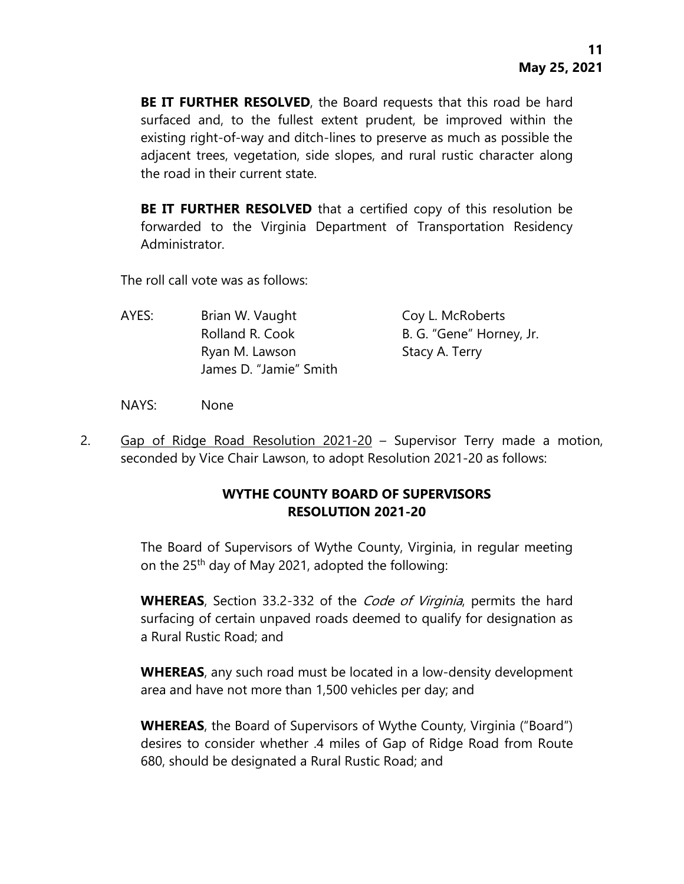**BE IT FURTHER RESOLVED**, the Board requests that this road be hard surfaced and, to the fullest extent prudent, be improved within the existing right-of-way and ditch-lines to preserve as much as possible the adjacent trees, vegetation, side slopes, and rural rustic character along the road in their current state.

**BE IT FURTHER RESOLVED** that a certified copy of this resolution be forwarded to the Virginia Department of Transportation Residency Administrator.

The roll call vote was as follows:

AYES: Brian W. Vaught, Coy L. McRoberts, Rolland R. Cook, B. G. "Gene" Horney, Jr., Ryan M. Lawson, Stacy A. Terry, James D. "Jamie" Smith

NAYS: None

2. Gap of Ridge Road Resolution 2021-20 – Supervisor Terry made a motion, seconded by Vice Chair Lawson, to adopt Resolution 2021-20 as follows:

**WYTHE COUNTY BOARD OF SUPERVISORS**
**RESOLUTION 2021-20**

The Board of Supervisors of Wythe County, Virginia, in regular meeting on the 25th day of May 2021, adopted the following:

**WHEREAS**, Section 33.2-332 of the *Code of Virginia*, permits the hard surfacing of certain unpaved roads deemed to qualify for designation as a Rural Rustic Road; and

**WHEREAS**, any such road must be located in a low-density development area and have not more than 1,500 vehicles per day; and

**WHEREAS**, the Board of Supervisors of Wythe County, Virginia ("Board") desires to consider whether .4 miles of Gap of Ridge Road from Route 680, should be designated a Rural Rustic Road; and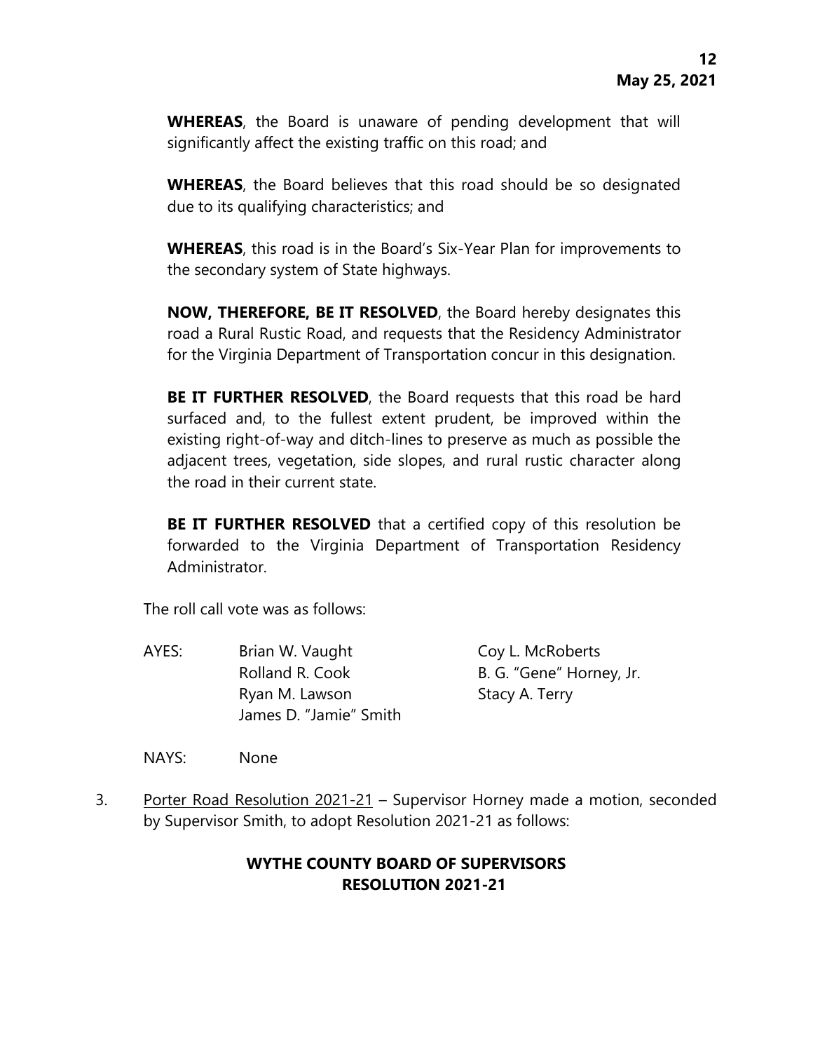**WHEREAS**, the Board is unaware of pending development that will significantly affect the existing traffic on this road; and

**WHEREAS**, the Board believes that this road should be so designated due to its qualifying characteristics; and

**WHEREAS**, this road is in the Board's Six-Year Plan for improvements to the secondary system of State highways.

**NOW, THEREFORE, BE IT RESOLVED**, the Board hereby designates this road a Rural Rustic Road, and requests that the Residency Administrator for the Virginia Department of Transportation concur in this designation.

**BE IT FURTHER RESOLVED**, the Board requests that this road be hard surfaced and, to the fullest extent prudent, be improved within the existing right-of-way and ditch-lines to preserve as much as possible the adjacent trees, vegetation, side slopes, and rural rustic character along the road in their current state.

**BE IT FURTHER RESOLVED** that a certified copy of this resolution be forwarded to the Virginia Department of Transportation Residency Administrator.

The roll call vote was as follows:

AYES: Brian W. Vaught, Coy L. McRoberts, Rolland R. Cook, B. G. "Gene" Horney, Jr., Ryan M. Lawson, Stacy A. Terry, James D. "Jamie" Smith

NAYS: None

3. Porter Road Resolution 2021-21 – Supervisor Horney made a motion, seconded by Supervisor Smith, to adopt Resolution 2021-21 as follows:

**WYTHE COUNTY BOARD OF SUPERVISORS**
**RESOLUTION 2021-21**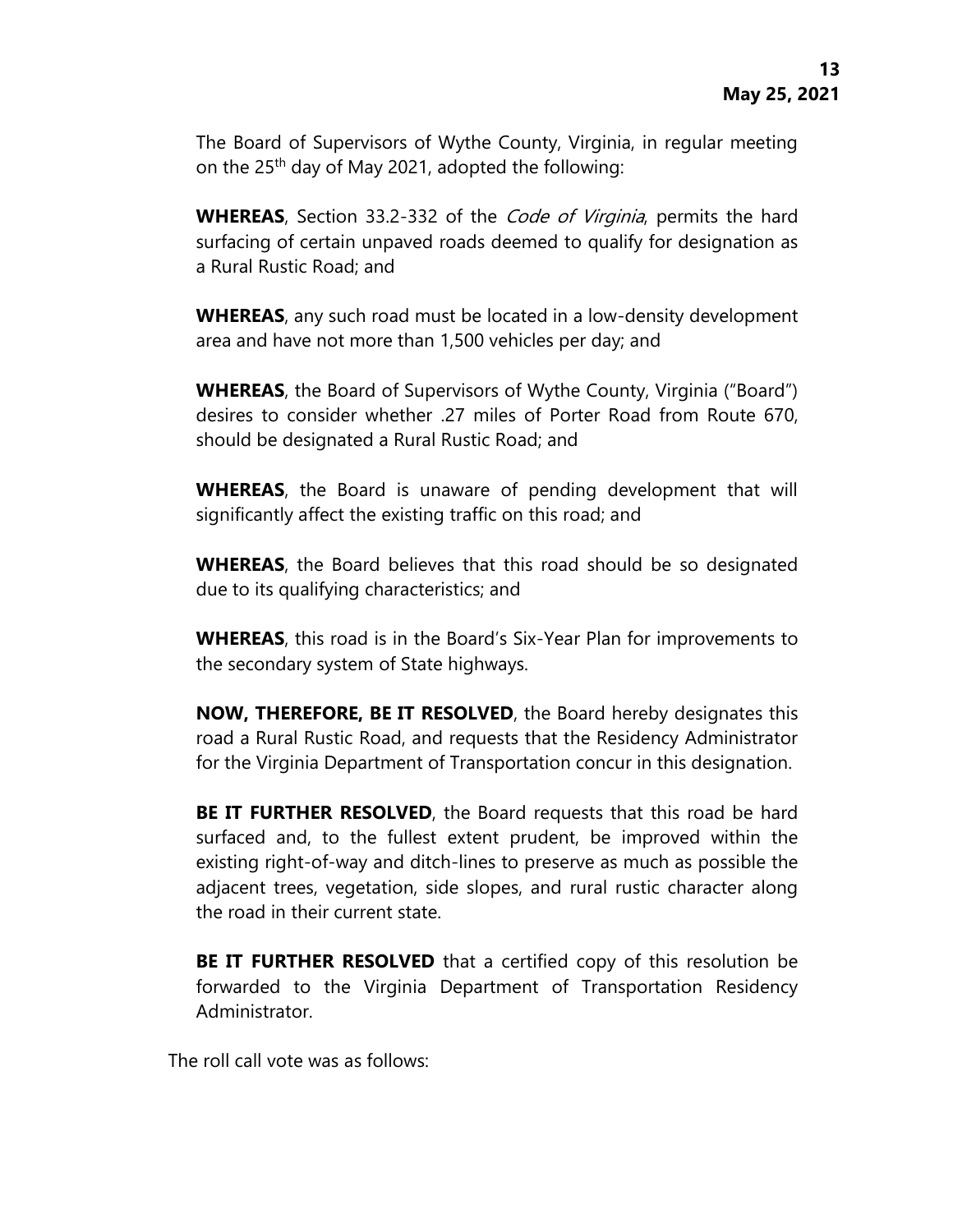The Board of Supervisors of Wythe County, Virginia, in regular meeting on the 25th day of May 2021, adopted the following:

**WHEREAS**, Section 33.2-332 of the *Code of Virginia*, permits the hard surfacing of certain unpaved roads deemed to qualify for designation as a Rural Rustic Road; and

**WHEREAS**, any such road must be located in a low-density development area and have not more than 1,500 vehicles per day; and

**WHEREAS**, the Board of Supervisors of Wythe County, Virginia ("Board") desires to consider whether .27 miles of Porter Road from Route 670, should be designated a Rural Rustic Road; and

**WHEREAS**, the Board is unaware of pending development that will significantly affect the existing traffic on this road; and

**WHEREAS**, the Board believes that this road should be so designated due to its qualifying characteristics; and

**WHEREAS**, this road is in the Board's Six-Year Plan for improvements to the secondary system of State highways.

**NOW, THEREFORE, BE IT RESOLVED**, the Board hereby designates this road a Rural Rustic Road, and requests that the Residency Administrator for the Virginia Department of Transportation concur in this designation.

**BE IT FURTHER RESOLVED**, the Board requests that this road be hard surfaced and, to the fullest extent prudent, be improved within the existing right-of-way and ditch-lines to preserve as much as possible the adjacent trees, vegetation, side slopes, and rural rustic character along the road in their current state.

**BE IT FURTHER RESOLVED** that a certified copy of this resolution be forwarded to the Virginia Department of Transportation Residency Administrator.

The roll call vote was as follows: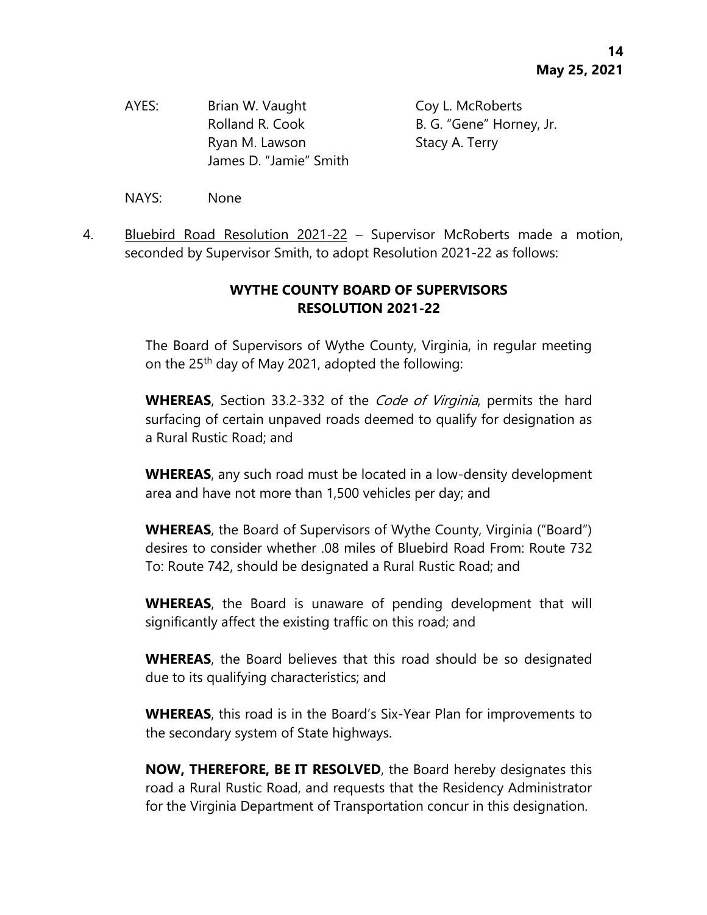AYES: Brian W. Vaught, Coy L. McRoberts, Rolland R. Cook, B. G. "Gene" Horney, Jr., Ryan M. Lawson, Stacy A. Terry, James D. "Jamie" Smith

NAYS: None

4. Bluebird Road Resolution 2021-22 – Supervisor McRoberts made a motion, seconded by Supervisor Smith, to adopt Resolution 2021-22 as follows:

**WYTHE COUNTY BOARD OF SUPERVISORS**
**RESOLUTION 2021-22**

The Board of Supervisors of Wythe County, Virginia, in regular meeting on the 25th day of May 2021, adopted the following:

**WHEREAS**, Section 33.2-332 of the *Code of Virginia*, permits the hard surfacing of certain unpaved roads deemed to qualify for designation as a Rural Rustic Road; and

**WHEREAS**, any such road must be located in a low-density development area and have not more than 1,500 vehicles per day; and

**WHEREAS**, the Board of Supervisors of Wythe County, Virginia ("Board") desires to consider whether .08 miles of Bluebird Road From: Route 732 To: Route 742, should be designated a Rural Rustic Road; and

**WHEREAS**, the Board is unaware of pending development that will significantly affect the existing traffic on this road; and

**WHEREAS**, the Board believes that this road should be so designated due to its qualifying characteristics; and

**WHEREAS**, this road is in the Board's Six-Year Plan for improvements to the secondary system of State highways.

**NOW, THEREFORE, BE IT RESOLVED**, the Board hereby designates this road a Rural Rustic Road, and requests that the Residency Administrator for the Virginia Department of Transportation concur in this designation.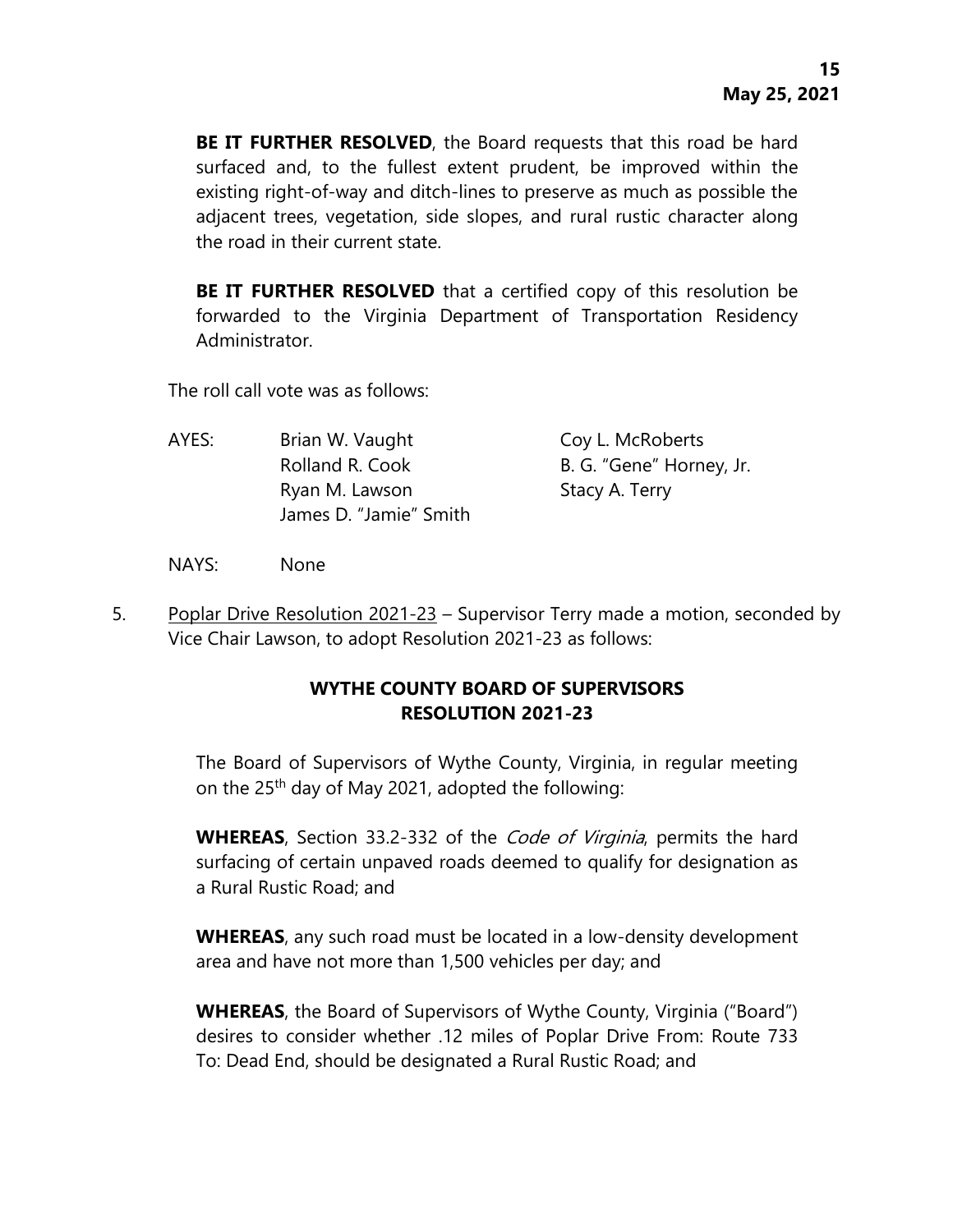**BE IT FURTHER RESOLVED**, the Board requests that this road be hard surfaced and, to the fullest extent prudent, be improved within the existing right-of-way and ditch-lines to preserve as much as possible the adjacent trees, vegetation, side slopes, and rural rustic character along the road in their current state.

**BE IT FURTHER RESOLVED** that a certified copy of this resolution be forwarded to the Virginia Department of Transportation Residency Administrator.

The roll call vote was as follows:

AYES: Brian W. Vaught, Coy L. McRoberts, Rolland R. Cook, B. G. "Gene" Horney, Jr., Ryan M. Lawson, Stacy A. Terry, James D. "Jamie" Smith

NAYS: None

5. Poplar Drive Resolution 2021-23 – Supervisor Terry made a motion, seconded by Vice Chair Lawson, to adopt Resolution 2021-23 as follows:

## WYTHE COUNTY BOARD OF SUPERVISORS RESOLUTION 2021-23

The Board of Supervisors of Wythe County, Virginia, in regular meeting on the 25th day of May 2021, adopted the following:

**WHEREAS**, Section 33.2-332 of the *Code of Virginia*, permits the hard surfacing of certain unpaved roads deemed to qualify for designation as a Rural Rustic Road; and

**WHEREAS**, any such road must be located in a low-density development area and have not more than 1,500 vehicles per day; and

**WHEREAS**, the Board of Supervisors of Wythe County, Virginia ("Board") desires to consider whether .12 miles of Poplar Drive From: Route 733 To: Dead End, should be designated a Rural Rustic Road; and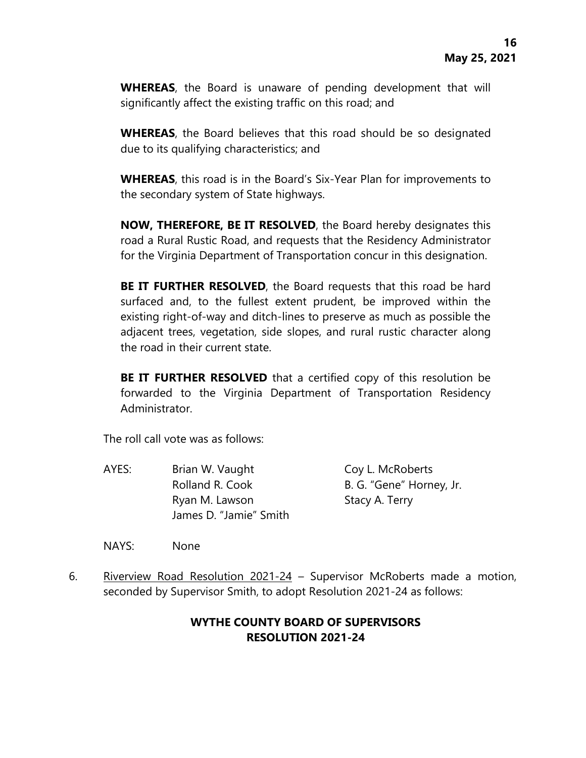**WHEREAS**, the Board is unaware of pending development that will significantly affect the existing traffic on this road; and

**WHEREAS**, the Board believes that this road should be so designated due to its qualifying characteristics; and

**WHEREAS**, this road is in the Board's Six-Year Plan for improvements to the secondary system of State highways.

**NOW, THEREFORE, BE IT RESOLVED**, the Board hereby designates this road a Rural Rustic Road, and requests that the Residency Administrator for the Virginia Department of Transportation concur in this designation.

**BE IT FURTHER RESOLVED**, the Board requests that this road be hard surfaced and, to the fullest extent prudent, be improved within the existing right-of-way and ditch-lines to preserve as much as possible the adjacent trees, vegetation, side slopes, and rural rustic character along the road in their current state.

**BE IT FURTHER RESOLVED** that a certified copy of this resolution be forwarded to the Virginia Department of Transportation Residency Administrator.

The roll call vote was as follows:

AYES: Brian W. Vaught, Rolland R. Cook, Ryan M. Lawson, James D. "Jamie" Smith, Coy L. McRoberts, B. G. "Gene" Horney, Jr., Stacy A. Terry

NAYS: None

6. Riverview Road Resolution 2021-24 – Supervisor McRoberts made a motion, seconded by Supervisor Smith, to adopt Resolution 2021-24 as follows:

**WYTHE COUNTY BOARD OF SUPERVISORS**
**RESOLUTION 2021-24**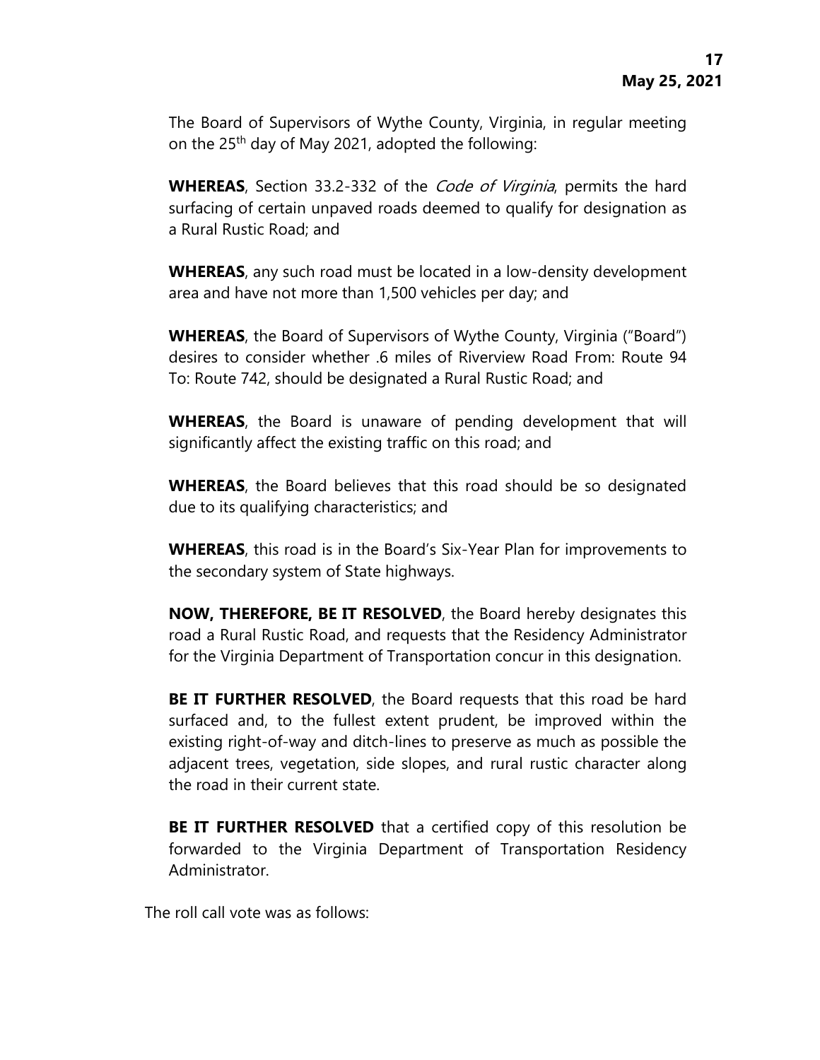The Board of Supervisors of Wythe County, Virginia, in regular meeting on the 25th day of May 2021, adopted the following:

**WHEREAS**, Section 33.2-332 of the *Code of Virginia*, permits the hard surfacing of certain unpaved roads deemed to qualify for designation as a Rural Rustic Road; and

**WHEREAS**, any such road must be located in a low-density development area and have not more than 1,500 vehicles per day; and

**WHEREAS**, the Board of Supervisors of Wythe County, Virginia ("Board") desires to consider whether .6 miles of Riverview Road From: Route 94 To: Route 742, should be designated a Rural Rustic Road; and

**WHEREAS**, the Board is unaware of pending development that will significantly affect the existing traffic on this road; and

**WHEREAS**, the Board believes that this road should be so designated due to its qualifying characteristics; and

**WHEREAS**, this road is in the Board's Six-Year Plan for improvements to the secondary system of State highways.

**NOW, THEREFORE, BE IT RESOLVED**, the Board hereby designates this road a Rural Rustic Road, and requests that the Residency Administrator for the Virginia Department of Transportation concur in this designation.

**BE IT FURTHER RESOLVED**, the Board requests that this road be hard surfaced and, to the fullest extent prudent, be improved within the existing right-of-way and ditch-lines to preserve as much as possible the adjacent trees, vegetation, side slopes, and rural rustic character along the road in their current state.

**BE IT FURTHER RESOLVED** that a certified copy of this resolution be forwarded to the Virginia Department of Transportation Residency Administrator.

The roll call vote was as follows: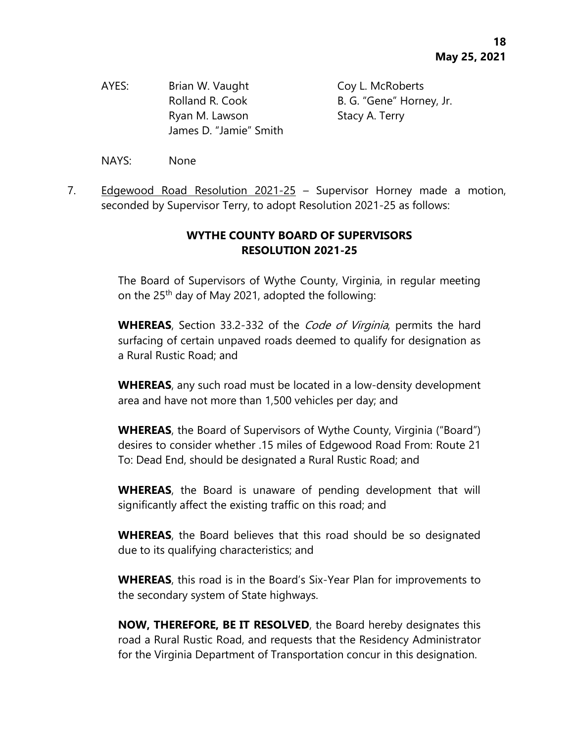AYES: Brian W. Vaught, Coy L. McRoberts, Rolland R. Cook, B. G. "Gene" Horney, Jr., Ryan M. Lawson, Stacy A. Terry, James D. "Jamie" Smith

NAYS: None

7. Edgewood Road Resolution 2021-25 – Supervisor Horney made a motion, seconded by Supervisor Terry, to adopt Resolution 2021-25 as follows:

**WYTHE COUNTY BOARD OF SUPERVISORS**
**RESOLUTION 2021-25**

The Board of Supervisors of Wythe County, Virginia, in regular meeting on the 25th day of May 2021, adopted the following:

**WHEREAS**, Section 33.2-332 of the *Code of Virginia*, permits the hard surfacing of certain unpaved roads deemed to qualify for designation as a Rural Rustic Road; and

**WHEREAS**, any such road must be located in a low-density development area and have not more than 1,500 vehicles per day; and

**WHEREAS**, the Board of Supervisors of Wythe County, Virginia ("Board") desires to consider whether .15 miles of Edgewood Road From: Route 21 To: Dead End, should be designated a Rural Rustic Road; and

**WHEREAS**, the Board is unaware of pending development that will significantly affect the existing traffic on this road; and

**WHEREAS**, the Board believes that this road should be so designated due to its qualifying characteristics; and

**WHEREAS**, this road is in the Board's Six-Year Plan for improvements to the secondary system of State highways.

**NOW, THEREFORE, BE IT RESOLVED**, the Board hereby designates this road a Rural Rustic Road, and requests that the Residency Administrator for the Virginia Department of Transportation concur in this designation.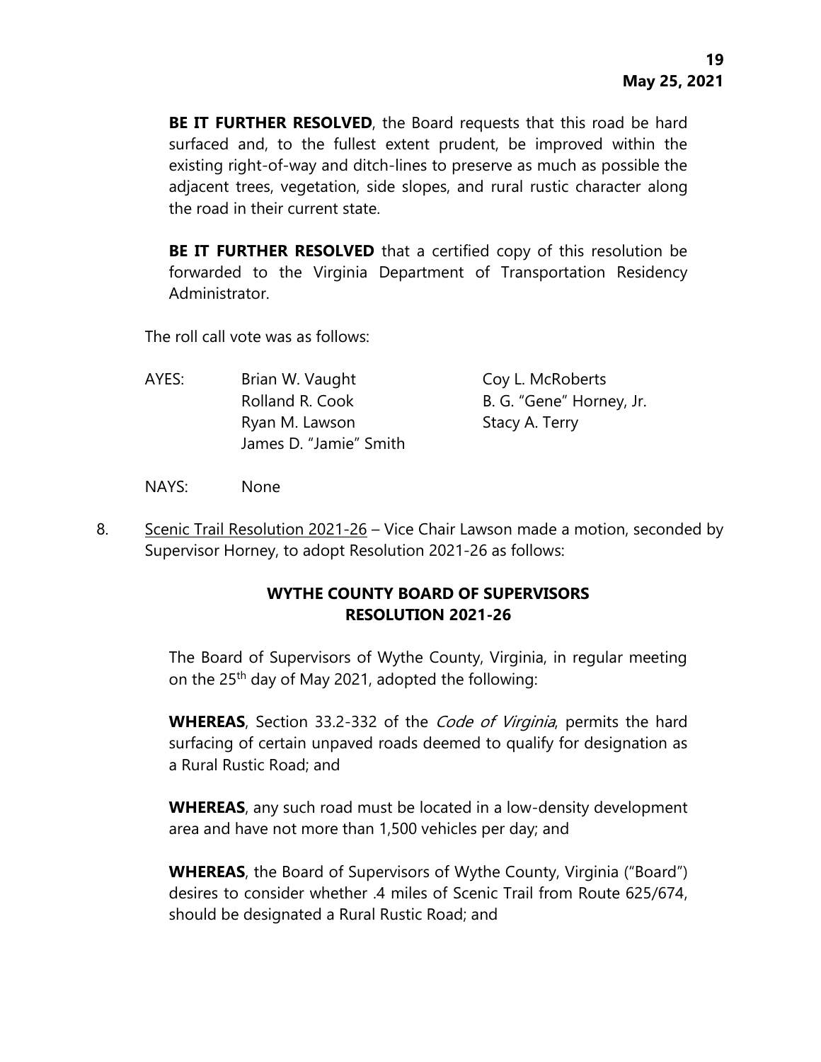**BE IT FURTHER RESOLVED**, the Board requests that this road be hard surfaced and, to the fullest extent prudent, be improved within the existing right-of-way and ditch-lines to preserve as much as possible the adjacent trees, vegetation, side slopes, and rural rustic character along the road in their current state.

**BE IT FURTHER RESOLVED** that a certified copy of this resolution be forwarded to the Virginia Department of Transportation Residency Administrator.

The roll call vote was as follows:

AYES: Brian W. Vaught, Coy L. McRoberts, Rolland R. Cook, B. G. "Gene" Horney, Jr., Ryan M. Lawson, Stacy A. Terry, James D. "Jamie" Smith

NAYS: None

8. Scenic Trail Resolution 2021-26 – Vice Chair Lawson made a motion, seconded by Supervisor Horney, to adopt Resolution 2021-26 as follows:

**WYTHE COUNTY BOARD OF SUPERVISORS**
**RESOLUTION 2021-26**

The Board of Supervisors of Wythe County, Virginia, in regular meeting on the 25th day of May 2021, adopted the following:

**WHEREAS**, Section 33.2-332 of the *Code of Virginia*, permits the hard surfacing of certain unpaved roads deemed to qualify for designation as a Rural Rustic Road; and

**WHEREAS**, any such road must be located in a low-density development area and have not more than 1,500 vehicles per day; and

**WHEREAS**, the Board of Supervisors of Wythe County, Virginia ("Board") desires to consider whether .4 miles of Scenic Trail from Route 625/674, should be designated a Rural Rustic Road; and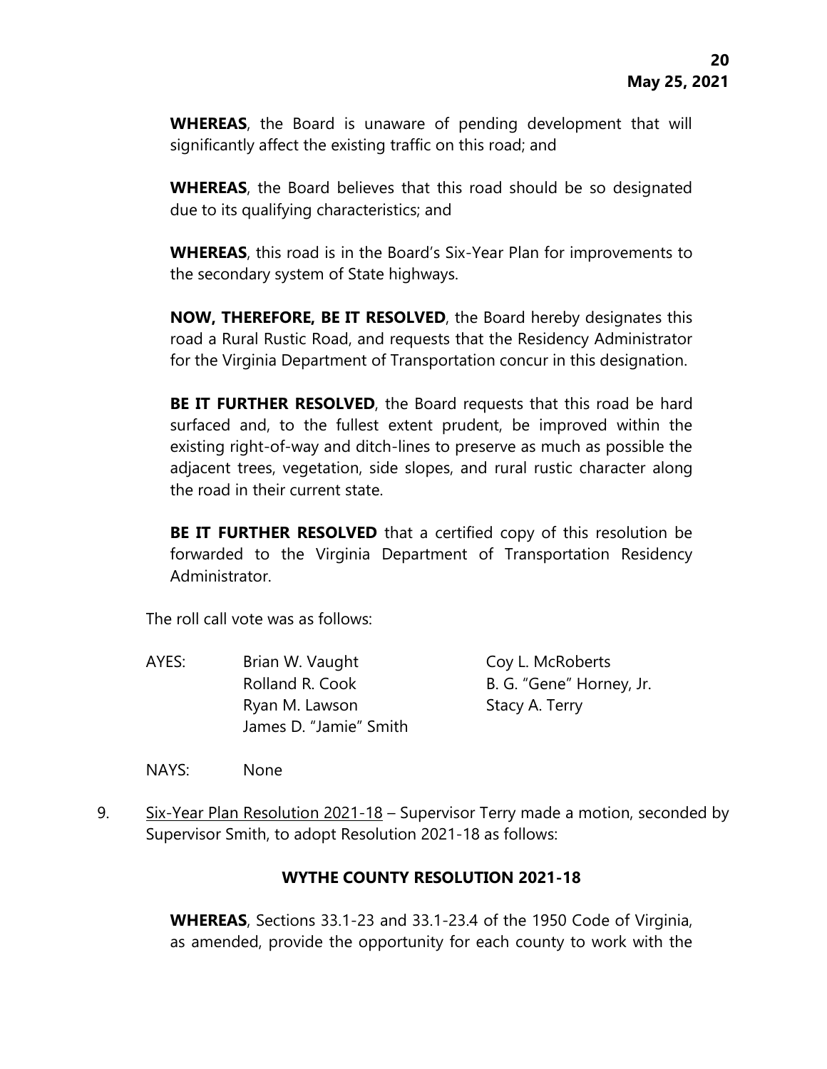**WHEREAS**, the Board is unaware of pending development that will significantly affect the existing traffic on this road; and

**WHEREAS**, the Board believes that this road should be so designated due to its qualifying characteristics; and

**WHEREAS**, this road is in the Board's Six-Year Plan for improvements to the secondary system of State highways.

**NOW, THEREFORE, BE IT RESOLVED**, the Board hereby designates this road a Rural Rustic Road, and requests that the Residency Administrator for the Virginia Department of Transportation concur in this designation.

**BE IT FURTHER RESOLVED**, the Board requests that this road be hard surfaced and, to the fullest extent prudent, be improved within the existing right-of-way and ditch-lines to preserve as much as possible the adjacent trees, vegetation, side slopes, and rural rustic character along the road in their current state.

**BE IT FURTHER RESOLVED** that a certified copy of this resolution be forwarded to the Virginia Department of Transportation Residency Administrator.

The roll call vote was as follows:

AYES: Brian W. Vaught, Coy L. McRoberts, Rolland R. Cook, B. G. "Gene" Horney, Jr., Ryan M. Lawson, Stacy A. Terry, James D. "Jamie" Smith

NAYS: None

9. Six-Year Plan Resolution 2021-18 – Supervisor Terry made a motion, seconded by Supervisor Smith, to adopt Resolution 2021-18 as follows:

**WYTHE COUNTY RESOLUTION 2021-18**

**WHEREAS**, Sections 33.1-23 and 33.1-23.4 of the 1950 Code of Virginia, as amended, provide the opportunity for each county to work with the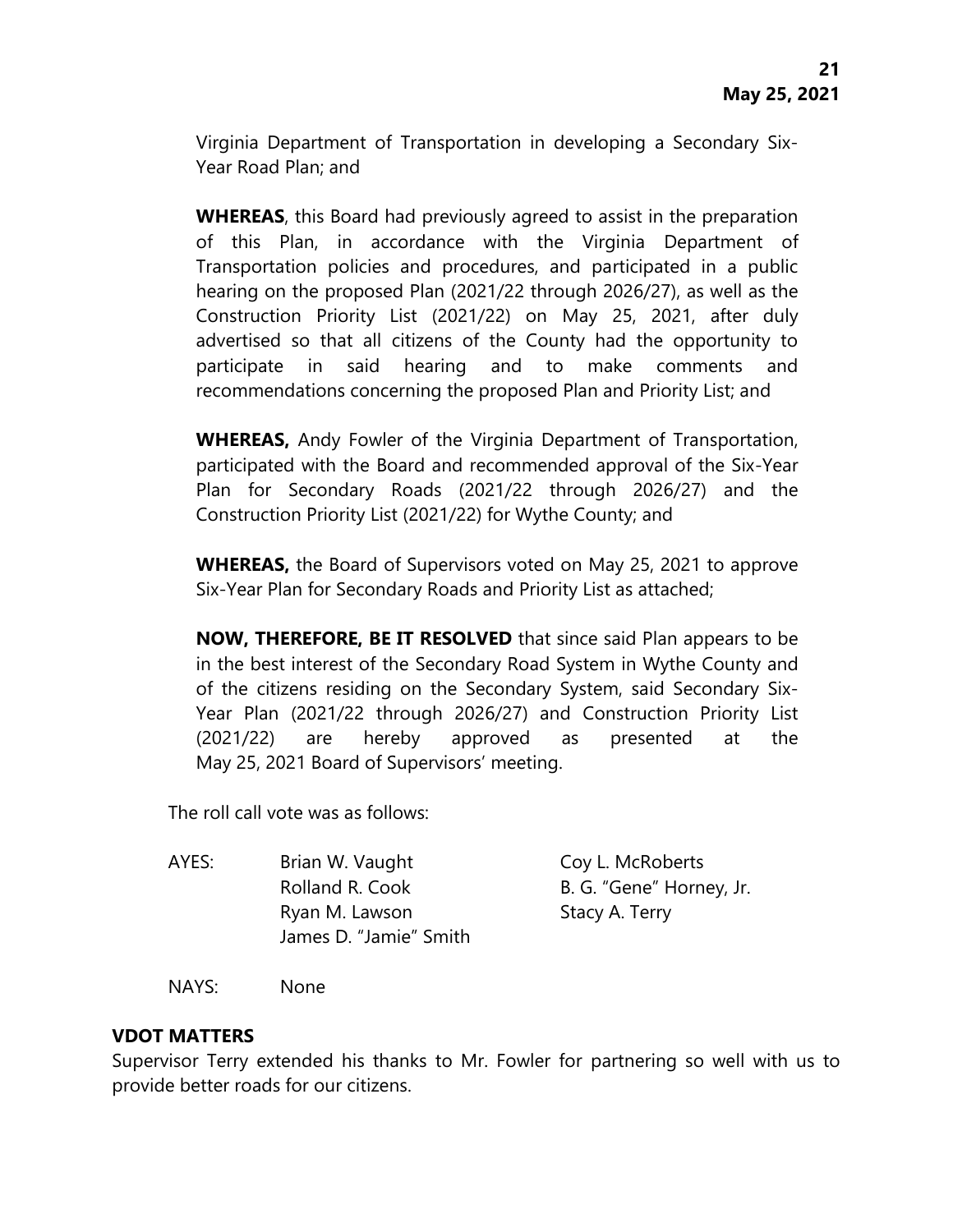Virginia Department of Transportation in developing a Secondary Six-Year Road Plan; and

**WHEREAS**, this Board had previously agreed to assist in the preparation of this Plan, in accordance with the Virginia Department of Transportation policies and procedures, and participated in a public hearing on the proposed Plan (2021/22 through 2026/27), as well as the Construction Priority List (2021/22) on May 25, 2021, after duly advertised so that all citizens of the County had the opportunity to participate in said hearing and to make comments and recommendations concerning the proposed Plan and Priority List; and

**WHEREAS,** Andy Fowler of the Virginia Department of Transportation, participated with the Board and recommended approval of the Six-Year Plan for Secondary Roads (2021/22 through 2026/27) and the Construction Priority List (2021/22) for Wythe County; and

**WHEREAS,** the Board of Supervisors voted on May 25, 2021 to approve Six-Year Plan for Secondary Roads and Priority List as attached;

**NOW, THEREFORE, BE IT RESOLVED** that since said Plan appears to be in the best interest of the Secondary Road System in Wythe County and of the citizens residing on the Secondary System, said Secondary Six-Year Plan (2021/22 through 2026/27) and Construction Priority List (2021/22) are hereby approved as presented at the May 25, 2021 Board of Supervisors' meeting.

The roll call vote was as follows:

AYES: Brian W. Vaught, Coy L. McRoberts, Rolland R. Cook, B. G. "Gene" Horney, Jr., Ryan M. Lawson, Stacy A. Terry, James D. "Jamie" Smith

NAYS: None

**VDOT MATTERS**

Supervisor Terry extended his thanks to Mr. Fowler for partnering so well with us to provide better roads for our citizens.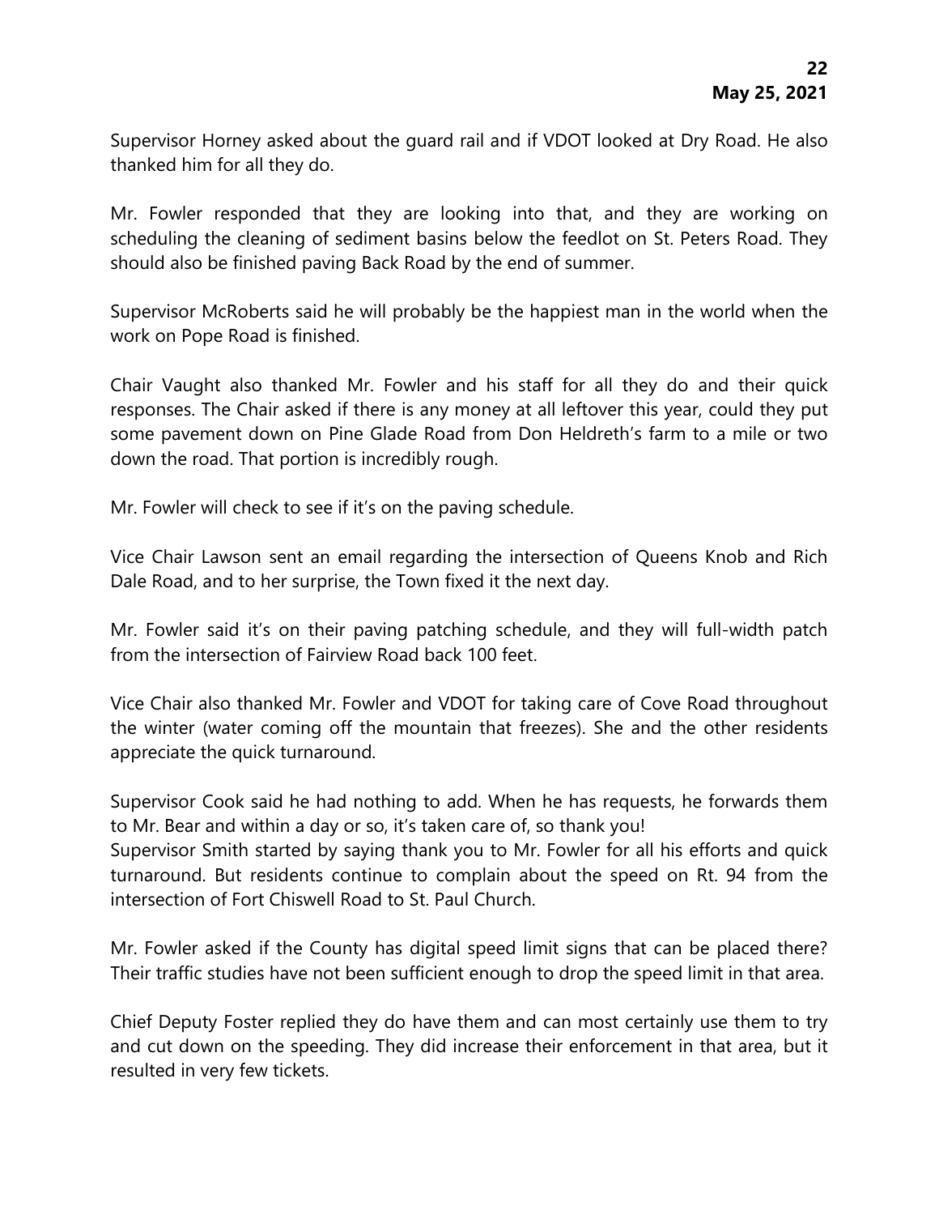Supervisor Horney asked about the guard rail and if VDOT looked at Dry Road. He also thanked him for all they do.

Mr. Fowler responded that they are looking into that, and they are working on scheduling the cleaning of sediment basins below the feedlot on St. Peters Road. They should also be finished paving Back Road by the end of summer.

Supervisor McRoberts said he will probably be the happiest man in the world when the work on Pope Road is finished.

Chair Vaught also thanked Mr. Fowler and his staff for all they do and their quick responses. The Chair asked if there is any money at all leftover this year, could they put some pavement down on Pine Glade Road from Don Heldreth's farm to a mile or two down the road. That portion is incredibly rough.

Mr. Fowler will check to see if it's on the paving schedule.

Vice Chair Lawson sent an email regarding the intersection of Queens Knob and Rich Dale Road, and to her surprise, the Town fixed it the next day.

Mr. Fowler said it's on their paving patching schedule, and they will full-width patch from the intersection of Fairview Road back 100 feet.

Vice Chair also thanked Mr. Fowler and VDOT for taking care of Cove Road throughout the winter (water coming off the mountain that freezes). She and the other residents appreciate the quick turnaround.

Supervisor Cook said he had nothing to add. When he has requests, he forwards them to Mr. Bear and within a day or so, it's taken care of, so thank you!

Supervisor Smith started by saying thank you to Mr. Fowler for all his efforts and quick turnaround. But residents continue to complain about the speed on Rt. 94 from the intersection of Fort Chiswell Road to St. Paul Church.

Mr. Fowler asked if the County has digital speed limit signs that can be placed there? Their traffic studies have not been sufficient enough to drop the speed limit in that area.

Chief Deputy Foster replied they do have them and can most certainly use them to try and cut down on the speeding. They did increase their enforcement in that area, but it resulted in very few tickets.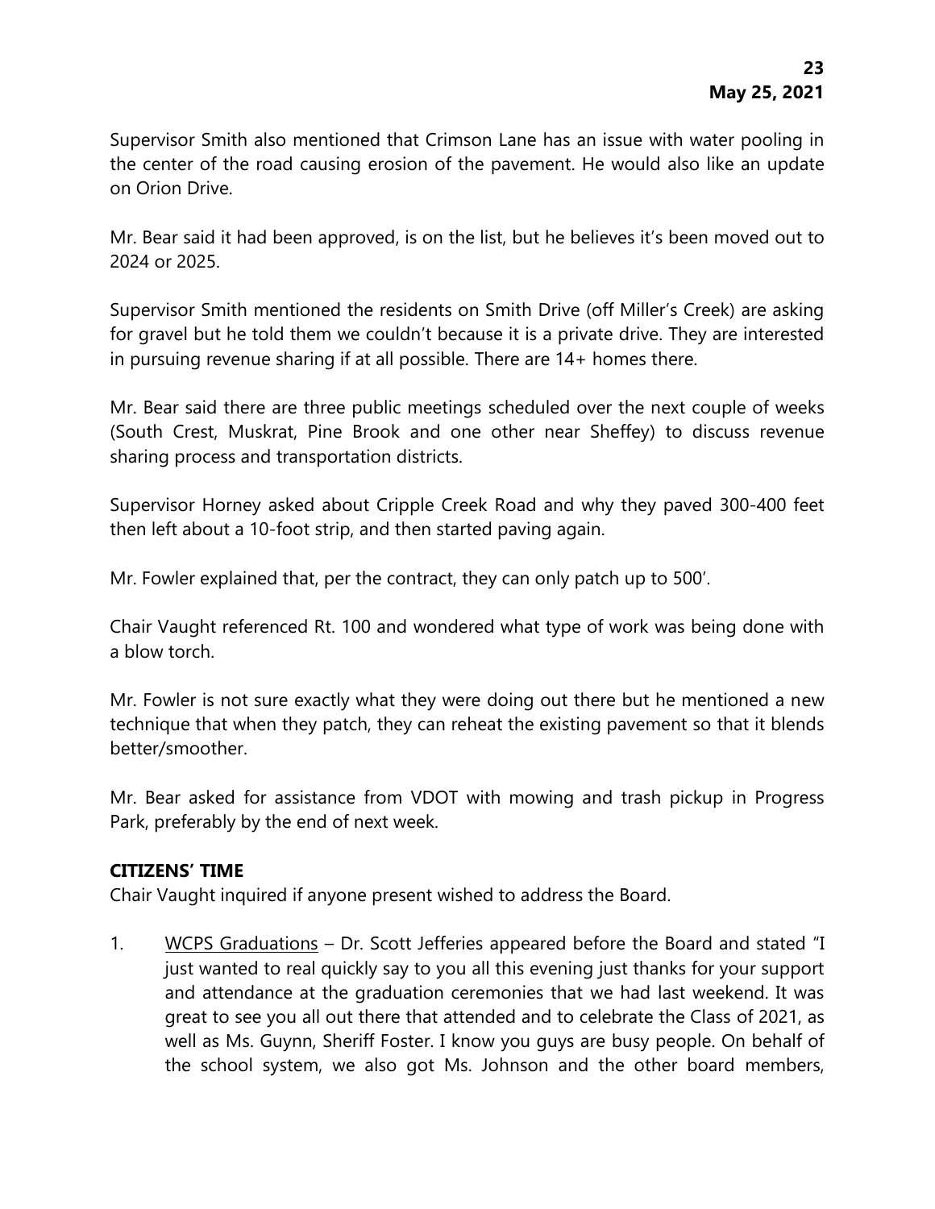Supervisor Smith also mentioned that Crimson Lane has an issue with water pooling in the center of the road causing erosion of the pavement. He would also like an update on Orion Drive.

Mr. Bear said it had been approved, is on the list, but he believes it's been moved out to 2024 or 2025.

Supervisor Smith mentioned the residents on Smith Drive (off Miller's Creek) are asking for gravel but he told them we couldn't because it is a private drive. They are interested in pursuing revenue sharing if at all possible. There are 14+ homes there.

Mr. Bear said there are three public meetings scheduled over the next couple of weeks (South Crest, Muskrat, Pine Brook and one other near Sheffey) to discuss revenue sharing process and transportation districts.

Supervisor Horney asked about Cripple Creek Road and why they paved 300-400 feet then left about a 10-foot strip, and then started paving again.

Mr. Fowler explained that, per the contract, they can only patch up to 500'.

Chair Vaught referenced Rt. 100 and wondered what type of work was being done with a blow torch.

Mr. Fowler is not sure exactly what they were doing out there but he mentioned a new technique that when they patch, they can reheat the existing pavement so that it blends better/smoother.

Mr. Bear asked for assistance from VDOT with mowing and trash pickup in Progress Park, preferably by the end of next week.

**CITIZENS' TIME**

Chair Vaught inquired if anyone present wished to address the Board.

1. WCPS Graduations – Dr. Scott Jefferies appeared before the Board and stated "I just wanted to real quickly say to you all this evening just thanks for your support and attendance at the graduation ceremonies that we had last weekend. It was great to see you all out there that attended and to celebrate the Class of 2021, as well as Ms. Guynn, Sheriff Foster. I know you guys are busy people. On behalf of the school system, we also got Ms. Johnson and the other board members,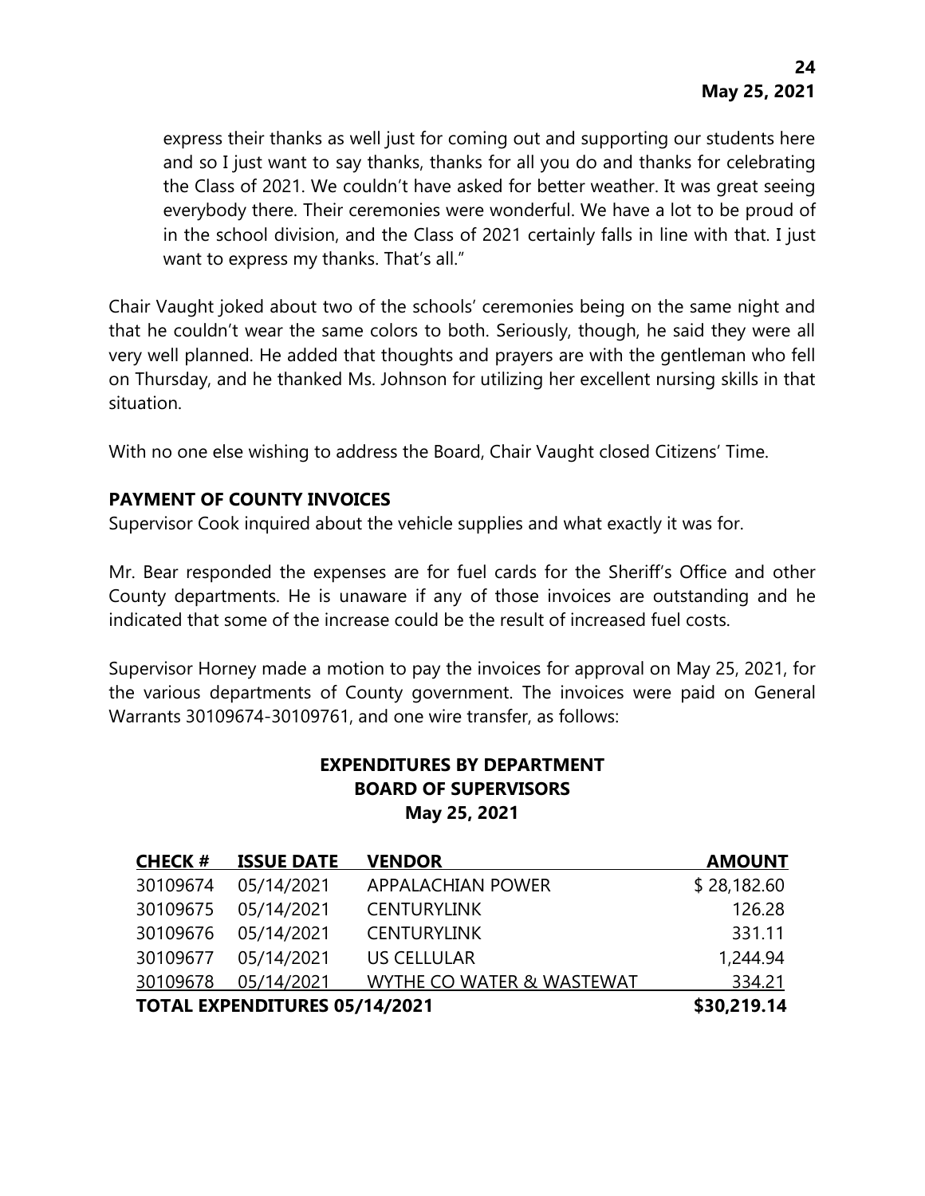express their thanks as well just for coming out and supporting our students here and so I just want to say thanks, thanks for all you do and thanks for celebrating the Class of 2021. We couldn't have asked for better weather. It was great seeing everybody there. Their ceremonies were wonderful. We have a lot to be proud of in the school division, and the Class of 2021 certainly falls in line with that. I just want to express my thanks. That's all."

Chair Vaught joked about two of the schools' ceremonies being on the same night and that he couldn't wear the same colors to both. Seriously, though, he said they were all very well planned. He added that thoughts and prayers are with the gentleman who fell on Thursday, and he thanked Ms. Johnson for utilizing her excellent nursing skills in that situation.

With no one else wishing to address the Board, Chair Vaught closed Citizens' Time.

**PAYMENT OF COUNTY INVOICES**

Supervisor Cook inquired about the vehicle supplies and what exactly it was for.

Mr. Bear responded the expenses are for fuel cards for the Sheriff's Office and other County departments. He is unaware if any of those invoices are outstanding and he indicated that some of the increase could be the result of increased fuel costs.

Supervisor Horney made a motion to pay the invoices for approval on May 25, 2021, for the various departments of County government. The invoices were paid on General Warrants 30109674-30109761, and one wire transfer, as follows:

**EXPENDITURES BY DEPARTMENT**
**BOARD OF SUPERVISORS**
**May 25, 2021**

| CHECK # | ISSUE DATE | VENDOR | AMOUNT |
|---|---|---|---|
| 30109674 | 05/14/2021 | APPALACHIAN POWER | $ 28,182.60 |
| 30109675 | 05/14/2021 | CENTURYLINK | 126.28 |
| 30109676 | 05/14/2021 | CENTURYLINK | 331.11 |
| 30109677 | 05/14/2021 | US CELLULAR | 1,244.94 |
| 30109678 | 05/14/2021 | WYTHE CO WATER & WASTEWAT | 334.21 |
| **TOTAL EXPENDITURES 05/14/2021** | | | **$30,219.14** |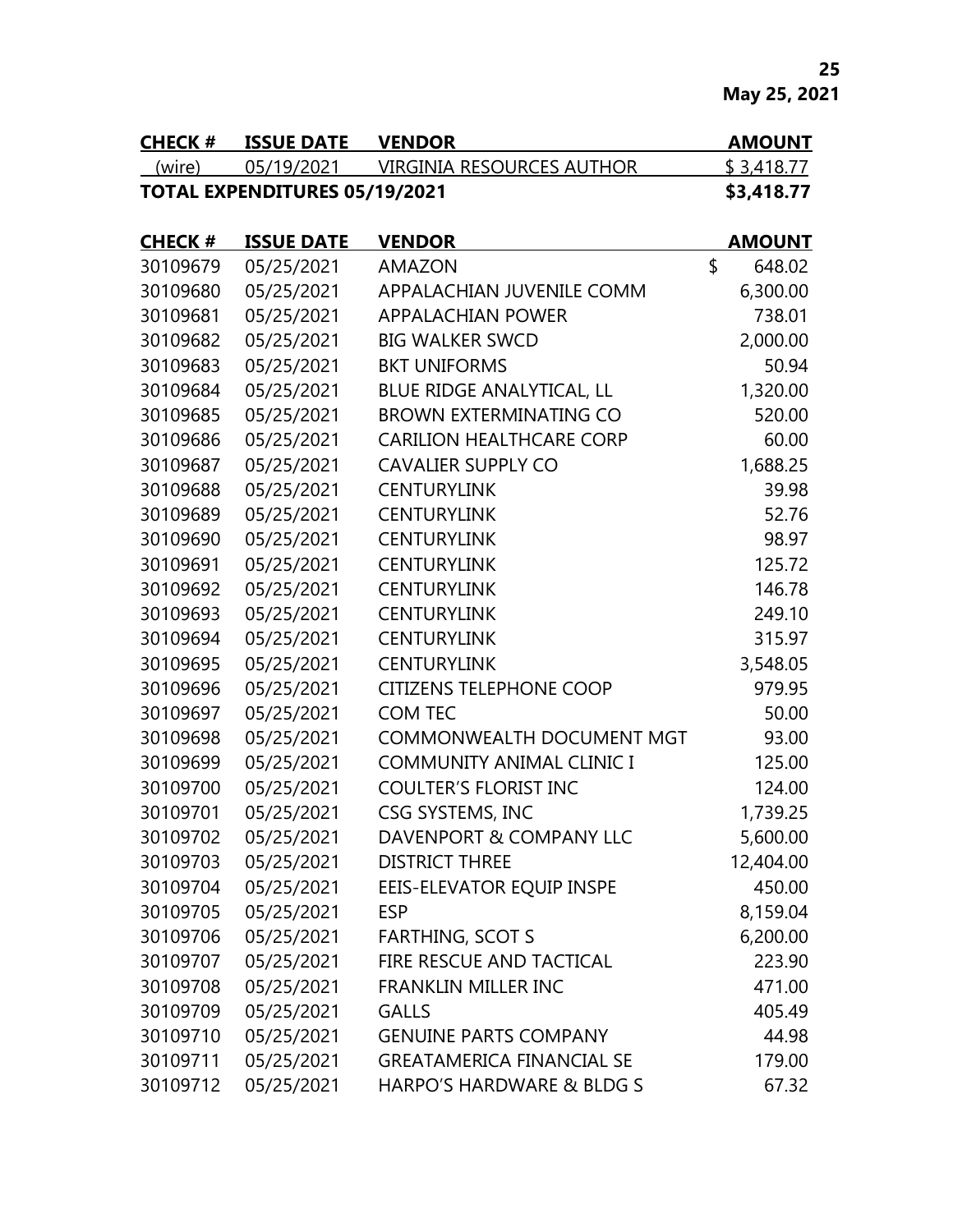May 25, 2021

| CHECK # | ISSUE DATE | VENDOR | AMOUNT |
|---|---|---|---|
| (wire) | 05/19/2021 | VIRGINIA RESOURCES AUTHOR | $ 3,418.77 |
| **TOTAL EXPENDITURES 05/19/2021** | | | **$3,418.77** |

| CHECK # | ISSUE DATE | VENDOR | AMOUNT |
|---|---|---|---|
| 30109679 | 05/25/2021 | AMAZON | $ 648.02 |
| 30109680 | 05/25/2021 | APPALACHIAN JUVENILE COMM | 6,300.00 |
| 30109681 | 05/25/2021 | APPALACHIAN POWER | 738.01 |
| 30109682 | 05/25/2021 | BIG WALKER SWCD | 2,000.00 |
| 30109683 | 05/25/2021 | BKT UNIFORMS | 50.94 |
| 30109684 | 05/25/2021 | BLUE RIDGE ANALYTICAL, LL | 1,320.00 |
| 30109685 | 05/25/2021 | BROWN EXTERMINATING CO | 520.00 |
| 30109686 | 05/25/2021 | CARILION HEALTHCARE CORP | 60.00 |
| 30109687 | 05/25/2021 | CAVALIER SUPPLY CO | 1,688.25 |
| 30109688 | 05/25/2021 | CENTURYLINK | 39.98 |
| 30109689 | 05/25/2021 | CENTURYLINK | 52.76 |
| 30109690 | 05/25/2021 | CENTURYLINK | 98.97 |
| 30109691 | 05/25/2021 | CENTURYLINK | 125.72 |
| 30109692 | 05/25/2021 | CENTURYLINK | 146.78 |
| 30109693 | 05/25/2021 | CENTURYLINK | 249.10 |
| 30109694 | 05/25/2021 | CENTURYLINK | 315.97 |
| 30109695 | 05/25/2021 | CENTURYLINK | 3,548.05 |
| 30109696 | 05/25/2021 | CITIZENS TELEPHONE COOP | 979.95 |
| 30109697 | 05/25/2021 | COM TEC | 50.00 |
| 30109698 | 05/25/2021 | COMMONWEALTH DOCUMENT MGT | 93.00 |
| 30109699 | 05/25/2021 | COMMUNITY ANIMAL CLINIC I | 125.00 |
| 30109700 | 05/25/2021 | COULTER'S FLORIST INC | 124.00 |
| 30109701 | 05/25/2021 | CSG SYSTEMS, INC | 1,739.25 |
| 30109702 | 05/25/2021 | DAVENPORT & COMPANY LLC | 5,600.00 |
| 30109703 | 05/25/2021 | DISTRICT THREE | 12,404.00 |
| 30109704 | 05/25/2021 | EEIS-ELEVATOR EQUIP INSPE | 450.00 |
| 30109705 | 05/25/2021 | ESP | 8,159.04 |
| 30109706 | 05/25/2021 | FARTHING, SCOT S | 6,200.00 |
| 30109707 | 05/25/2021 | FIRE RESCUE AND TACTICAL | 223.90 |
| 30109708 | 05/25/2021 | FRANKLIN MILLER INC | 471.00 |
| 30109709 | 05/25/2021 | GALLS | 405.49 |
| 30109710 | 05/25/2021 | GENUINE PARTS COMPANY | 44.98 |
| 30109711 | 05/25/2021 | GREATAMERICA FINANCIAL SE | 179.00 |
| 30109712 | 05/25/2021 | HARPO'S HARDWARE & BLDG S | 67.32 |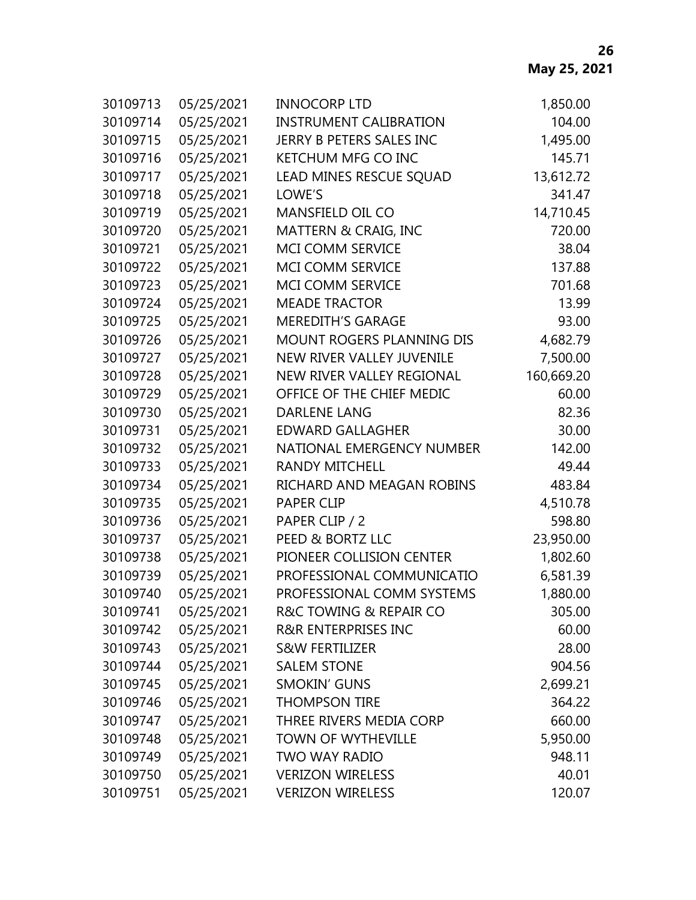| | | | |
|---|---|---|---|
| 30109713 | 05/25/2021 | INNOCORP LTD | 1,850.00 |
| 30109714 | 05/25/2021 | INSTRUMENT CALIBRATION | 104.00 |
| 30109715 | 05/25/2021 | JERRY B PETERS SALES INC | 1,495.00 |
| 30109716 | 05/25/2021 | KETCHUM MFG CO INC | 145.71 |
| 30109717 | 05/25/2021 | LEAD MINES RESCUE SQUAD | 13,612.72 |
| 30109718 | 05/25/2021 | LOWE'S | 341.47 |
| 30109719 | 05/25/2021 | MANSFIELD OIL CO | 14,710.45 |
| 30109720 | 05/25/2021 | MATTERN & CRAIG, INC | 720.00 |
| 30109721 | 05/25/2021 | MCI COMM SERVICE | 38.04 |
| 30109722 | 05/25/2021 | MCI COMM SERVICE | 137.88 |
| 30109723 | 05/25/2021 | MCI COMM SERVICE | 701.68 |
| 30109724 | 05/25/2021 | MEADE TRACTOR | 13.99 |
| 30109725 | 05/25/2021 | MEREDITH'S GARAGE | 93.00 |
| 30109726 | 05/25/2021 | MOUNT ROGERS PLANNING DIS | 4,682.79 |
| 30109727 | 05/25/2021 | NEW RIVER VALLEY JUVENILE | 7,500.00 |
| 30109728 | 05/25/2021 | NEW RIVER VALLEY REGIONAL | 160,669.20 |
| 30109729 | 05/25/2021 | OFFICE OF THE CHIEF MEDIC | 60.00 |
| 30109730 | 05/25/2021 | DARLENE LANG | 82.36 |
| 30109731 | 05/25/2021 | EDWARD GALLAGHER | 30.00 |
| 30109732 | 05/25/2021 | NATIONAL EMERGENCY NUMBER | 142.00 |
| 30109733 | 05/25/2021 | RANDY MITCHELL | 49.44 |
| 30109734 | 05/25/2021 | RICHARD AND MEAGAN ROBINS | 483.84 |
| 30109735 | 05/25/2021 | PAPER CLIP | 4,510.78 |
| 30109736 | 05/25/2021 | PAPER CLIP / 2 | 598.80 |
| 30109737 | 05/25/2021 | PEED & BORTZ LLC | 23,950.00 |
| 30109738 | 05/25/2021 | PIONEER COLLISION CENTER | 1,802.60 |
| 30109739 | 05/25/2021 | PROFESSIONAL COMMUNICATIO | 6,581.39 |
| 30109740 | 05/25/2021 | PROFESSIONAL COMM SYSTEMS | 1,880.00 |
| 30109741 | 05/25/2021 | R&C TOWING & REPAIR CO | 305.00 |
| 30109742 | 05/25/2021 | R&R ENTERPRISES INC | 60.00 |
| 30109743 | 05/25/2021 | S&W FERTILIZER | 28.00 |
| 30109744 | 05/25/2021 | SALEM STONE | 904.56 |
| 30109745 | 05/25/2021 | SMOKIN' GUNS | 2,699.21 |
| 30109746 | 05/25/2021 | THOMPSON TIRE | 364.22 |
| 30109747 | 05/25/2021 | THREE RIVERS MEDIA CORP | 660.00 |
| 30109748 | 05/25/2021 | TOWN OF WYTHEVILLE | 5,950.00 |
| 30109749 | 05/25/2021 | TWO WAY RADIO | 948.11 |
| 30109750 | 05/25/2021 | VERIZON WIRELESS | 40.01 |
| 30109751 | 05/25/2021 | VERIZON WIRELESS | 120.07 |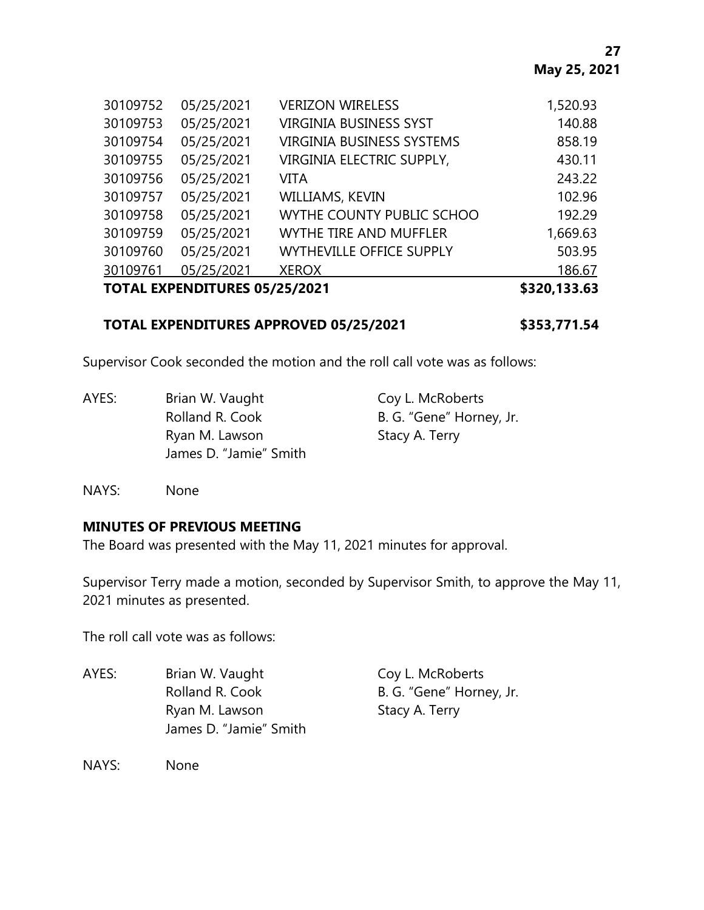| | | | |
|---|---|---|---|
| 30109752 | 05/25/2021 | VERIZON WIRELESS | 1,520.93 |
| 30109753 | 05/25/2021 | VIRGINIA BUSINESS SYST | 140.88 |
| 30109754 | 05/25/2021 | VIRGINIA BUSINESS SYSTEMS | 858.19 |
| 30109755 | 05/25/2021 | VIRGINIA ELECTRIC SUPPLY, | 430.11 |
| 30109756 | 05/25/2021 | VITA | 243.22 |
| 30109757 | 05/25/2021 | WILLIAMS, KEVIN | 102.96 |
| 30109758 | 05/25/2021 | WYTHE COUNTY PUBLIC SCHOO | 192.29 |
| 30109759 | 05/25/2021 | WYTHE TIRE AND MUFFLER | 1,669.63 |
| 30109760 | 05/25/2021 | WYTHEVILLE OFFICE SUPPLY | 503.95 |
| 30109761 | 05/25/2021 | XEROX | 186.67 |
| **TOTAL EXPENDITURES 05/25/2021** | | | **$320,133.63** |

**TOTAL EXPENDITURES APPROVED 05/25/2021 $353,771.54**

Supervisor Cook seconded the motion and the roll call vote was as follows:

AYES: Brian W. Vaught, Coy L. McRoberts, Rolland R. Cook, B. G. "Gene" Horney, Jr., Ryan M. Lawson, Stacy A. Terry, James D. "Jamie" Smith

NAYS: None

**MINUTES OF PREVIOUS MEETING**

The Board was presented with the May 11, 2021 minutes for approval.

Supervisor Terry made a motion, seconded by Supervisor Smith, to approve the May 11, 2021 minutes as presented.

The roll call vote was as follows:

AYES: Brian W. Vaught, Coy L. McRoberts, Rolland R. Cook, B. G. "Gene" Horney, Jr., Ryan M. Lawson, Stacy A. Terry, James D. "Jamie" Smith

NAYS: None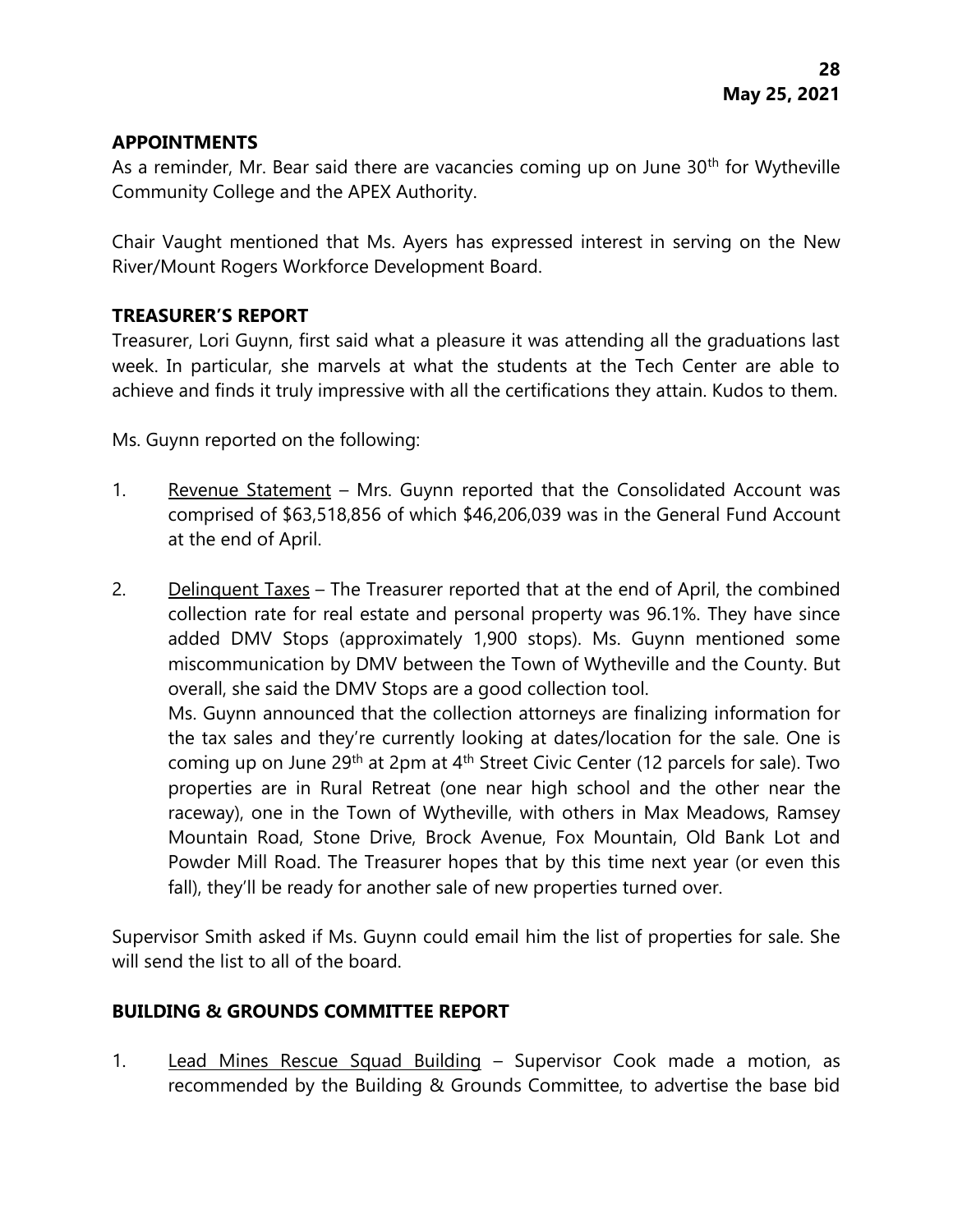## APPOINTMENTS

As a reminder, Mr. Bear said there are vacancies coming up on June 30th for Wytheville Community College and the APEX Authority.

Chair Vaught mentioned that Ms. Ayers has expressed interest in serving on the New River/Mount Rogers Workforce Development Board.

## TREASURER'S REPORT

Treasurer, Lori Guynn, first said what a pleasure it was attending all the graduations last week. In particular, she marvels at what the students at the Tech Center are able to achieve and finds it truly impressive with all the certifications they attain. Kudos to them.

Ms. Guynn reported on the following:

1. Revenue Statement – Mrs. Guynn reported that the Consolidated Account was comprised of $63,518,856 of which $46,206,039 was in the General Fund Account at the end of April.

2. Delinquent Taxes – The Treasurer reported that at the end of April, the combined collection rate for real estate and personal property was 96.1%. They have since added DMV Stops (approximately 1,900 stops). Ms. Guynn mentioned some miscommunication by DMV between the Town of Wytheville and the County. But overall, she said the DMV Stops are a good collection tool.
   Ms. Guynn announced that the collection attorneys are finalizing information for the tax sales and they're currently looking at dates/location for the sale. One is coming up on June 29th at 2pm at 4th Street Civic Center (12 parcels for sale). Two properties are in Rural Retreat (one near high school and the other near the raceway), one in the Town of Wytheville, with others in Max Meadows, Ramsey Mountain Road, Stone Drive, Brock Avenue, Fox Mountain, Old Bank Lot and Powder Mill Road. The Treasurer hopes that by this time next year (or even this fall), they'll be ready for another sale of new properties turned over.

Supervisor Smith asked if Ms. Guynn could email him the list of properties for sale. She will send the list to all of the board.

## BUILDING & GROUNDS COMMITTEE REPORT

1. Lead Mines Rescue Squad Building – Supervisor Cook made a motion, as recommended by the Building & Grounds Committee, to advertise the base bid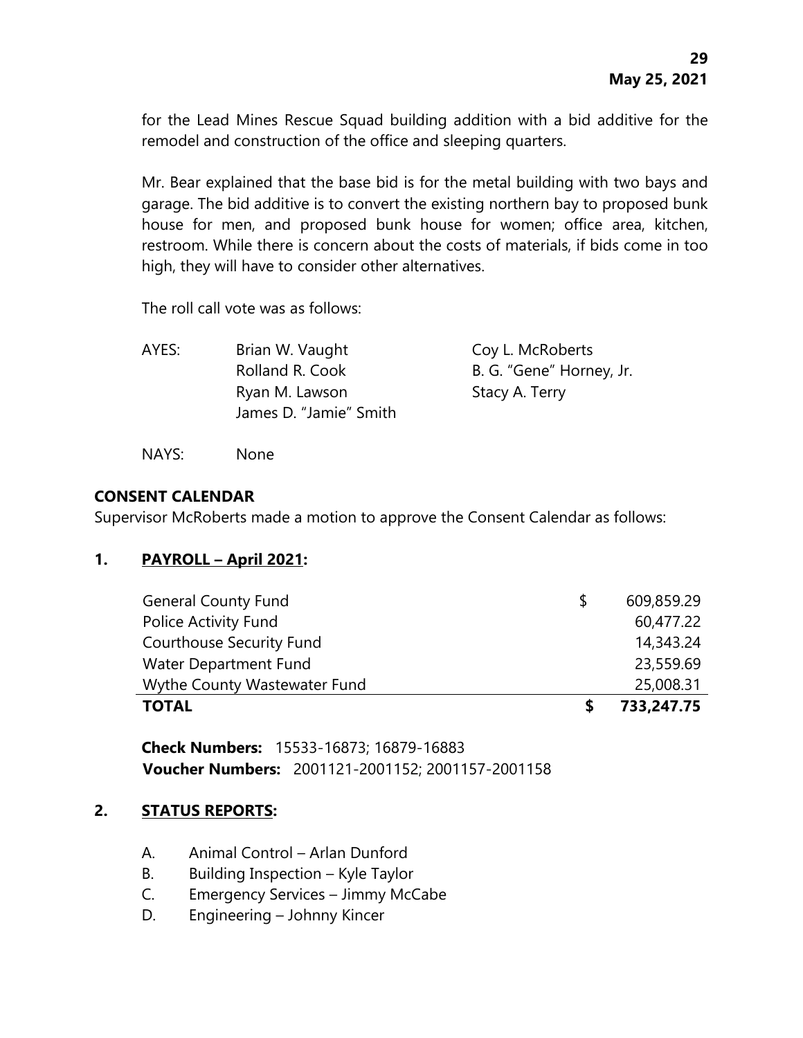for the Lead Mines Rescue Squad building addition with a bid additive for the remodel and construction of the office and sleeping quarters.

Mr. Bear explained that the base bid is for the metal building with two bays and garage. The bid additive is to convert the existing northern bay to proposed bunk house for men, and proposed bunk house for women; office area, kitchen, restroom. While there is concern about the costs of materials, if bids come in too high, they will have to consider other alternatives.

The roll call vote was as follows:

AYES: Brian W. Vaught, Coy L. McRoberts, Rolland R. Cook, B. G. "Gene" Horney, Jr., Ryan M. Lawson, Stacy A. Terry, James D. "Jamie" Smith

NAYS: None

**CONSENT CALENDAR**

Supervisor McRoberts made a motion to approve the Consent Calendar as follows:

**1. PAYROLL – April 2021:**

| | | |
|---|---|---|
| General County Fund | $ | 609,859.29 |
| Police Activity Fund | | 60,477.22 |
| Courthouse Security Fund | | 14,343.24 |
| Water Department Fund | | 23,559.69 |
| Wythe County Wastewater Fund | | 25,008.31 |
| **TOTAL** | **$** | **733,247.75** |

**Check Numbers:** 15533-16873; 16879-16883
**Voucher Numbers:** 2001121-2001152; 2001157-2001158

**2. STATUS REPORTS:**

A. Animal Control – Arlan Dunford
B. Building Inspection – Kyle Taylor
C. Emergency Services – Jimmy McCabe
D. Engineering – Johnny Kincer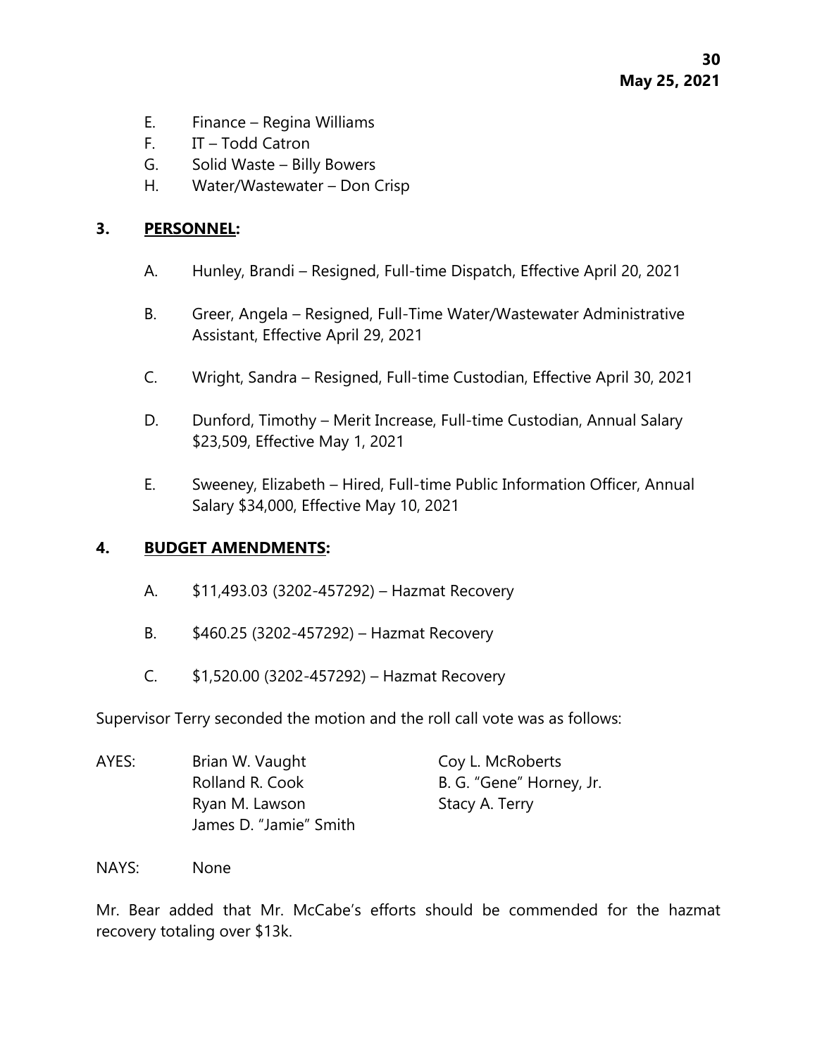E. Finance – Regina Williams
F. IT – Todd Catron
G. Solid Waste – Billy Bowers
H. Water/Wastewater – Don Crisp

**3. PERSONNEL:**

A. Hunley, Brandi – Resigned, Full-time Dispatch, Effective April 20, 2021

B. Greer, Angela – Resigned, Full-Time Water/Wastewater Administrative Assistant, Effective April 29, 2021

C. Wright, Sandra – Resigned, Full-time Custodian, Effective April 30, 2021

D. Dunford, Timothy – Merit Increase, Full-time Custodian, Annual Salary $23,509, Effective May 1, 2021

E. Sweeney, Elizabeth – Hired, Full-time Public Information Officer, Annual Salary $34,000, Effective May 10, 2021

**4. BUDGET AMENDMENTS:**

A. $11,493.03 (3202-457292) – Hazmat Recovery

B. $460.25 (3202-457292) – Hazmat Recovery

C. $1,520.00 (3202-457292) – Hazmat Recovery

Supervisor Terry seconded the motion and the roll call vote was as follows:

AYES: Brian W. Vaught, Coy L. McRoberts, Rolland R. Cook, B. G. "Gene" Horney, Jr., Ryan M. Lawson, Stacy A. Terry, James D. "Jamie" Smith

NAYS: None

Mr. Bear added that Mr. McCabe's efforts should be commended for the hazmat recovery totaling over $13k.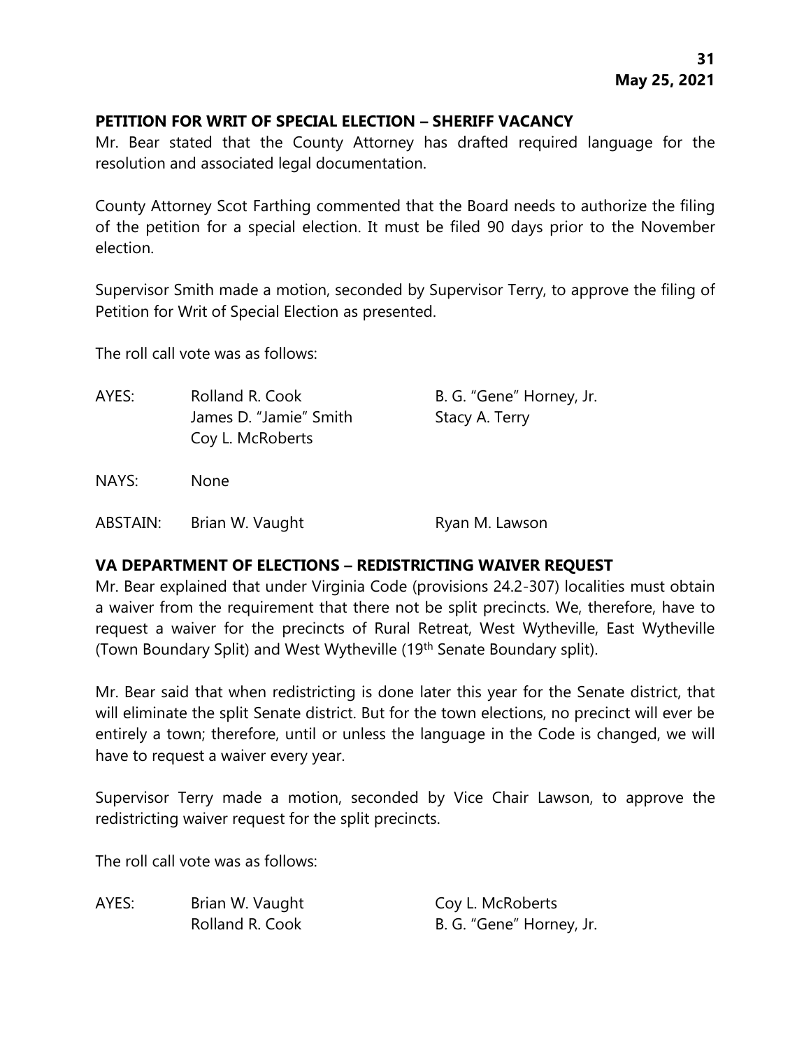## PETITION FOR WRIT OF SPECIAL ELECTION – SHERIFF VACANCY

Mr. Bear stated that the County Attorney has drafted required language for the resolution and associated legal documentation.

County Attorney Scot Farthing commented that the Board needs to authorize the filing of the petition for a special election. It must be filed 90 days prior to the November election.

Supervisor Smith made a motion, seconded by Supervisor Terry, to approve the filing of Petition for Writ of Special Election as presented.

The roll call vote was as follows:

AYES: Rolland R. Cook, B. G. "Gene" Horney, Jr., James D. "Jamie" Smith, Stacy A. Terry, Coy L. McRoberts

NAYS: None

ABSTAIN: Brian W. Vaught, Ryan M. Lawson

## VA DEPARTMENT OF ELECTIONS – REDISTRICTING WAIVER REQUEST

Mr. Bear explained that under Virginia Code (provisions 24.2-307) localities must obtain a waiver from the requirement that there not be split precincts. We, therefore, have to request a waiver for the precincts of Rural Retreat, West Wytheville, East Wytheville (Town Boundary Split) and West Wytheville (19th Senate Boundary split).

Mr. Bear said that when redistricting is done later this year for the Senate district, that will eliminate the split Senate district. But for the town elections, no precinct will ever be entirely a town; therefore, until or unless the language in the Code is changed, we will have to request a waiver every year.

Supervisor Terry made a motion, seconded by Vice Chair Lawson, to approve the redistricting waiver request for the split precincts.

The roll call vote was as follows:

AYES: Brian W. Vaught, Coy L. McRoberts, Rolland R. Cook, B. G. "Gene" Horney, Jr.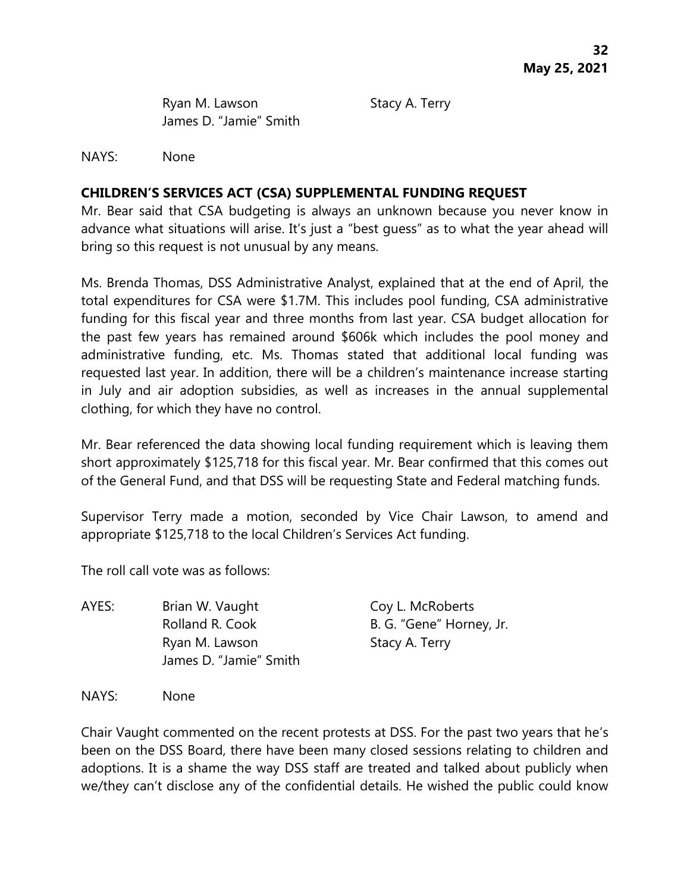Ryan M. Lawson Stacy A. Terry
James D. "Jamie" Smith

NAYS: None

**CHILDREN'S SERVICES ACT (CSA) SUPPLEMENTAL FUNDING REQUEST**

Mr. Bear said that CSA budgeting is always an unknown because you never know in advance what situations will arise. It's just a "best guess" as to what the year ahead will bring so this request is not unusual by any means.

Ms. Brenda Thomas, DSS Administrative Analyst, explained that at the end of April, the total expenditures for CSA were $1.7M. This includes pool funding, CSA administrative funding for this fiscal year and three months from last year. CSA budget allocation for the past few years has remained around $606k which includes the pool money and administrative funding, etc. Ms. Thomas stated that additional local funding was requested last year. In addition, there will be a children's maintenance increase starting in July and air adoption subsidies, as well as increases in the annual supplemental clothing, for which they have no control.

Mr. Bear referenced the data showing local funding requirement which is leaving them short approximately $125,718 for this fiscal year. Mr. Bear confirmed that this comes out of the General Fund, and that DSS will be requesting State and Federal matching funds.

Supervisor Terry made a motion, seconded by Vice Chair Lawson, to amend and appropriate $125,718 to the local Children's Services Act funding.

The roll call vote was as follows:

AYES: Brian W. Vaught Coy L. McRoberts
Rolland R. Cook B. G. "Gene" Horney, Jr.
Ryan M. Lawson Stacy A. Terry
James D. "Jamie" Smith

NAYS: None

Chair Vaught commented on the recent protests at DSS. For the past two years that he's been on the DSS Board, there have been many closed sessions relating to children and adoptions. It is a shame the way DSS staff are treated and talked about publicly when we/they can't disclose any of the confidential details. He wished the public could know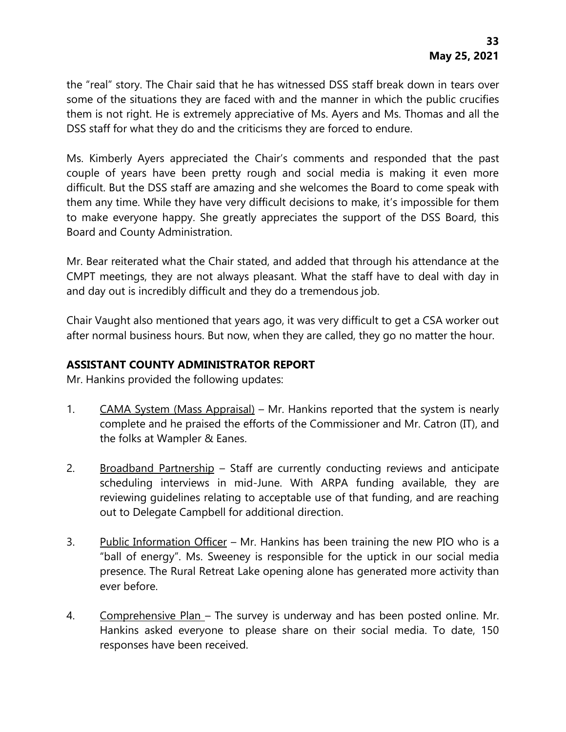the "real" story. The Chair said that he has witnessed DSS staff break down in tears over some of the situations they are faced with and the manner in which the public crucifies them is not right. He is extremely appreciative of Ms. Ayers and Ms. Thomas and all the DSS staff for what they do and the criticisms they are forced to endure.

Ms. Kimberly Ayers appreciated the Chair's comments and responded that the past couple of years have been pretty rough and social media is making it even more difficult. But the DSS staff are amazing and she welcomes the Board to come speak with them any time. While they have very difficult decisions to make, it's impossible for them to make everyone happy. She greatly appreciates the support of the DSS Board, this Board and County Administration.

Mr. Bear reiterated what the Chair stated, and added that through his attendance at the CMPT meetings, they are not always pleasant. What the staff have to deal with day in and day out is incredibly difficult and they do a tremendous job.

Chair Vaught also mentioned that years ago, it was very difficult to get a CSA worker out after normal business hours. But now, when they are called, they go no matter the hour.

**ASSISTANT COUNTY ADMINISTRATOR REPORT**

Mr. Hankins provided the following updates:

1. CAMA System (Mass Appraisal) – Mr. Hankins reported that the system is nearly complete and he praised the efforts of the Commissioner and Mr. Catron (IT), and the folks at Wampler & Eanes.

2. Broadband Partnership – Staff are currently conducting reviews and anticipate scheduling interviews in mid-June. With ARPA funding available, they are reviewing guidelines relating to acceptable use of that funding, and are reaching out to Delegate Campbell for additional direction.

3. Public Information Officer – Mr. Hankins has been training the new PIO who is a "ball of energy". Ms. Sweeney is responsible for the uptick in our social media presence. The Rural Retreat Lake opening alone has generated more activity than ever before.

4. Comprehensive Plan – The survey is underway and has been posted online. Mr. Hankins asked everyone to please share on their social media. To date, 150 responses have been received.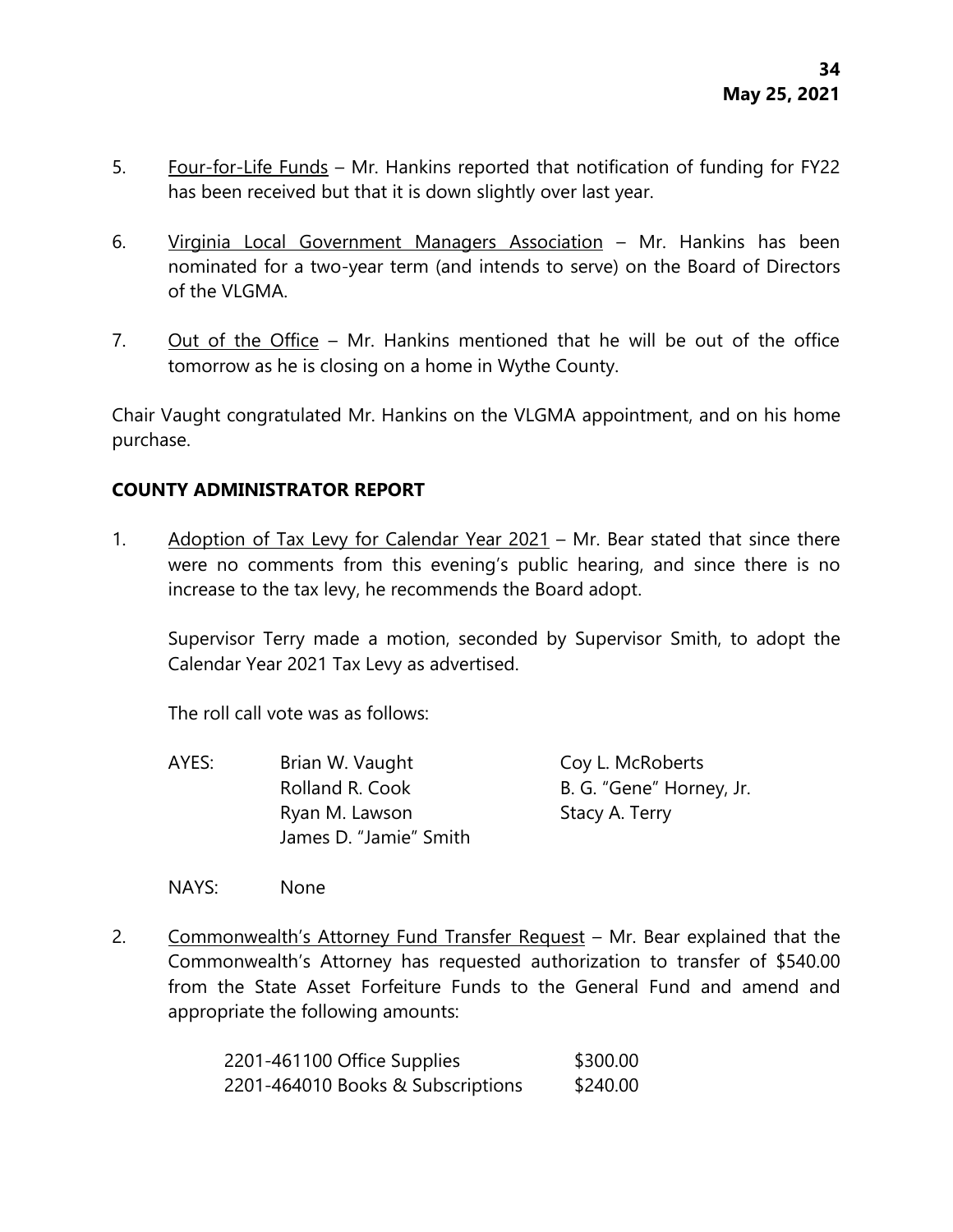5. Four-for-Life Funds – Mr. Hankins reported that notification of funding for FY22 has been received but that it is down slightly over last year.

6. Virginia Local Government Managers Association – Mr. Hankins has been nominated for a two-year term (and intends to serve) on the Board of Directors of the VLGMA.

7. Out of the Office – Mr. Hankins mentioned that he will be out of the office tomorrow as he is closing on a home in Wythe County.

Chair Vaught congratulated Mr. Hankins on the VLGMA appointment, and on his home purchase.

**COUNTY ADMINISTRATOR REPORT**

1. Adoption of Tax Levy for Calendar Year 2021 – Mr. Bear stated that since there were no comments from this evening's public hearing, and since there is no increase to the tax levy, he recommends the Board adopt.

   Supervisor Terry made a motion, seconded by Supervisor Smith, to adopt the Calendar Year 2021 Tax Levy as advertised.

   The roll call vote was as follows:

   | | | |
   |---|---|---|
   | AYES: | Brian W. Vaught | Coy L. McRoberts |
   | | Rolland R. Cook | B. G. "Gene" Horney, Jr. |
   | | Ryan M. Lawson | Stacy A. Terry |
   | | James D. "Jamie" Smith | |

   NAYS: None

2. Commonwealth's Attorney Fund Transfer Request – Mr. Bear explained that the Commonwealth's Attorney has requested authorization to transfer of $540.00 from the State Asset Forfeiture Funds to the General Fund and amend and appropriate the following amounts:

   | | |
   |---|---|
   | 2201-461100 Office Supplies | $300.00 |
   | 2201-464010 Books & Subscriptions | $240.00 |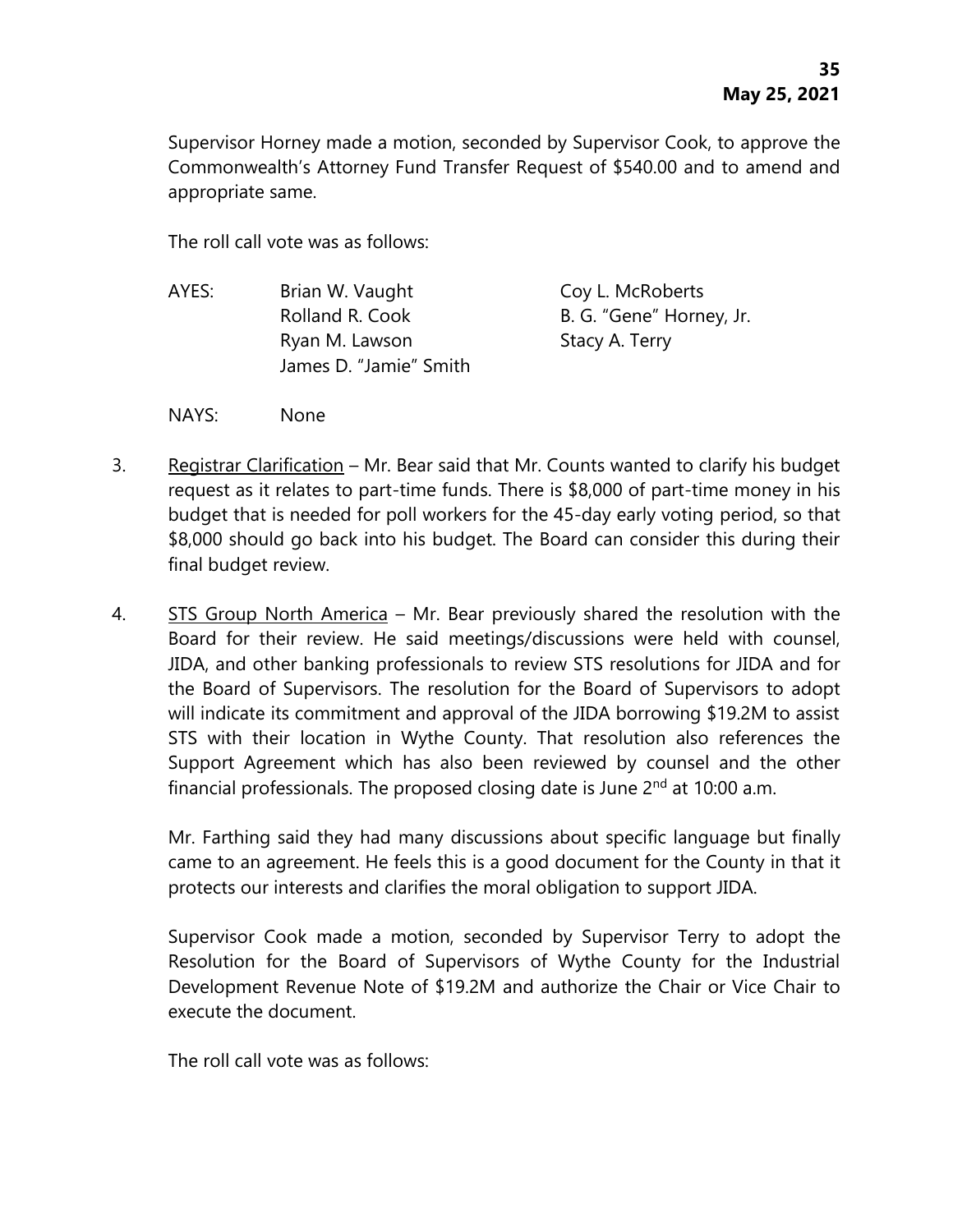Supervisor Horney made a motion, seconded by Supervisor Cook, to approve the Commonwealth's Attorney Fund Transfer Request of $540.00 and to amend and appropriate same.

The roll call vote was as follows:

AYES: Brian W. Vaught, Coy L. McRoberts, Rolland R. Cook, B. G. "Gene" Horney, Jr., Ryan M. Lawson, Stacy A. Terry, James D. "Jamie" Smith

NAYS: None

3. Registrar Clarification – Mr. Bear said that Mr. Counts wanted to clarify his budget request as it relates to part-time funds. There is $8,000 of part-time money in his budget that is needed for poll workers for the 45-day early voting period, so that $8,000 should go back into his budget. The Board can consider this during their final budget review.

4. STS Group North America – Mr. Bear previously shared the resolution with the Board for their review. He said meetings/discussions were held with counsel, JIDA, and other banking professionals to review STS resolutions for JIDA and for the Board of Supervisors. The resolution for the Board of Supervisors to adopt will indicate its commitment and approval of the JIDA borrowing $19.2M to assist STS with their location in Wythe County. That resolution also references the Support Agreement which has also been reviewed by counsel and the other financial professionals. The proposed closing date is June 2nd at 10:00 a.m.

   Mr. Farthing said they had many discussions about specific language but finally came to an agreement. He feels this is a good document for the County in that it protects our interests and clarifies the moral obligation to support JIDA.

   Supervisor Cook made a motion, seconded by Supervisor Terry to adopt the Resolution for the Board of Supervisors of Wythe County for the Industrial Development Revenue Note of $19.2M and authorize the Chair or Vice Chair to execute the document.

   The roll call vote was as follows: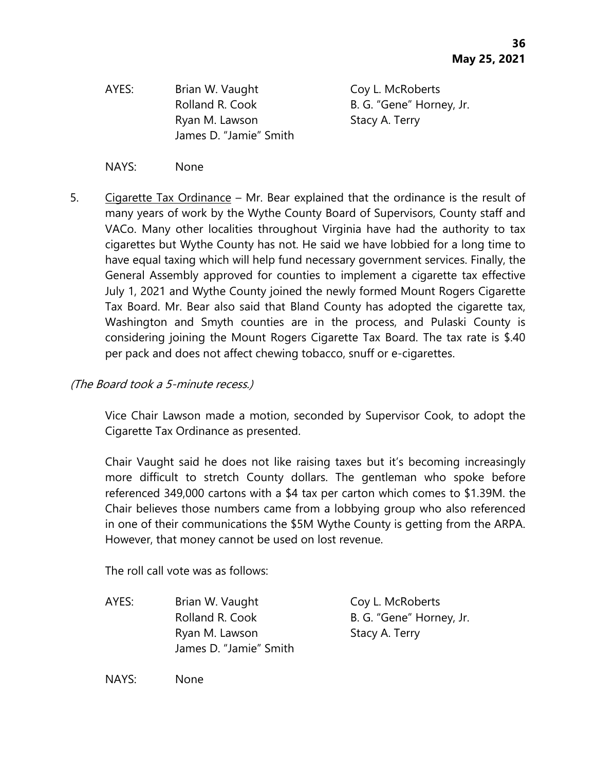| AYES: | Brian W. Vaught | Coy L. McRoberts |
|---|---|---|
| | Rolland R. Cook | B. G. "Gene" Horney, Jr. |
| | Ryan M. Lawson | Stacy A. Terry |
| | James D. "Jamie" Smith | |

NAYS: None

5. Cigarette Tax Ordinance – Mr. Bear explained that the ordinance is the result of many years of work by the Wythe County Board of Supervisors, County staff and VACo. Many other localities throughout Virginia have had the authority to tax cigarettes but Wythe County has not. He said we have lobbied for a long time to have equal taxing which will help fund necessary government services. Finally, the General Assembly approved for counties to implement a cigarette tax effective July 1, 2021 and Wythe County joined the newly formed Mount Rogers Cigarette Tax Board. Mr. Bear also said that Bland County has adopted the cigarette tax, Washington and Smyth counties are in the process, and Pulaski County is considering joining the Mount Rogers Cigarette Tax Board. The tax rate is $.40 per pack and does not affect chewing tobacco, snuff or e-cigarettes.

*(The Board took a 5-minute recess.)*

Vice Chair Lawson made a motion, seconded by Supervisor Cook, to adopt the Cigarette Tax Ordinance as presented.

Chair Vaught said he does not like raising taxes but it's becoming increasingly more difficult to stretch County dollars. The gentleman who spoke before referenced 349,000 cartons with a $4 tax per carton which comes to $1.39M. the Chair believes those numbers came from a lobbying group who also referenced in one of their communications the $5M Wythe County is getting from the ARPA. However, that money cannot be used on lost revenue.

The roll call vote was as follows:

| AYES: | Brian W. Vaught | Coy L. McRoberts |
|---|---|---|
| | Rolland R. Cook | B. G. "Gene" Horney, Jr. |
| | Ryan M. Lawson | Stacy A. Terry |
| | James D. "Jamie" Smith | |

NAYS: None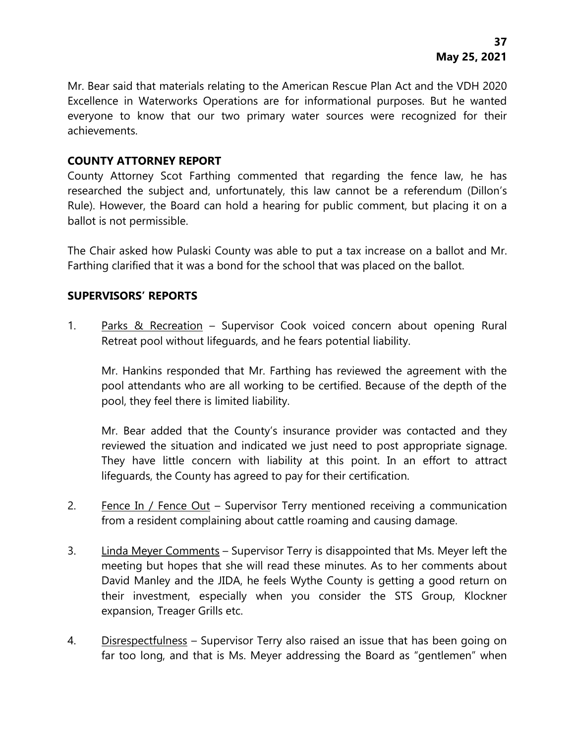Mr. Bear said that materials relating to the American Rescue Plan Act and the VDH 2020 Excellence in Waterworks Operations are for informational purposes. But he wanted everyone to know that our two primary water sources were recognized for their achievements.

## COUNTY ATTORNEY REPORT

County Attorney Scot Farthing commented that regarding the fence law, he has researched the subject and, unfortunately, this law cannot be a referendum (Dillon's Rule). However, the Board can hold a hearing for public comment, but placing it on a ballot is not permissible.

The Chair asked how Pulaski County was able to put a tax increase on a ballot and Mr. Farthing clarified that it was a bond for the school that was placed on the ballot.

## SUPERVISORS' REPORTS

1. Parks & Recreation – Supervisor Cook voiced concern about opening Rural Retreat pool without lifeguards, and he fears potential liability.

   Mr. Hankins responded that Mr. Farthing has reviewed the agreement with the pool attendants who are all working to be certified. Because of the depth of the pool, they feel there is limited liability.

   Mr. Bear added that the County's insurance provider was contacted and they reviewed the situation and indicated we just need to post appropriate signage. They have little concern with liability at this point. In an effort to attract lifeguards, the County has agreed to pay for their certification.

2. Fence In / Fence Out – Supervisor Terry mentioned receiving a communication from a resident complaining about cattle roaming and causing damage.

3. Linda Meyer Comments – Supervisor Terry is disappointed that Ms. Meyer left the meeting but hopes that she will read these minutes. As to her comments about David Manley and the JIDA, he feels Wythe County is getting a good return on their investment, especially when you consider the STS Group, Klockner expansion, Treager Grills etc.

4. Disrespectfulness – Supervisor Terry also raised an issue that has been going on far too long, and that is Ms. Meyer addressing the Board as "gentlemen" when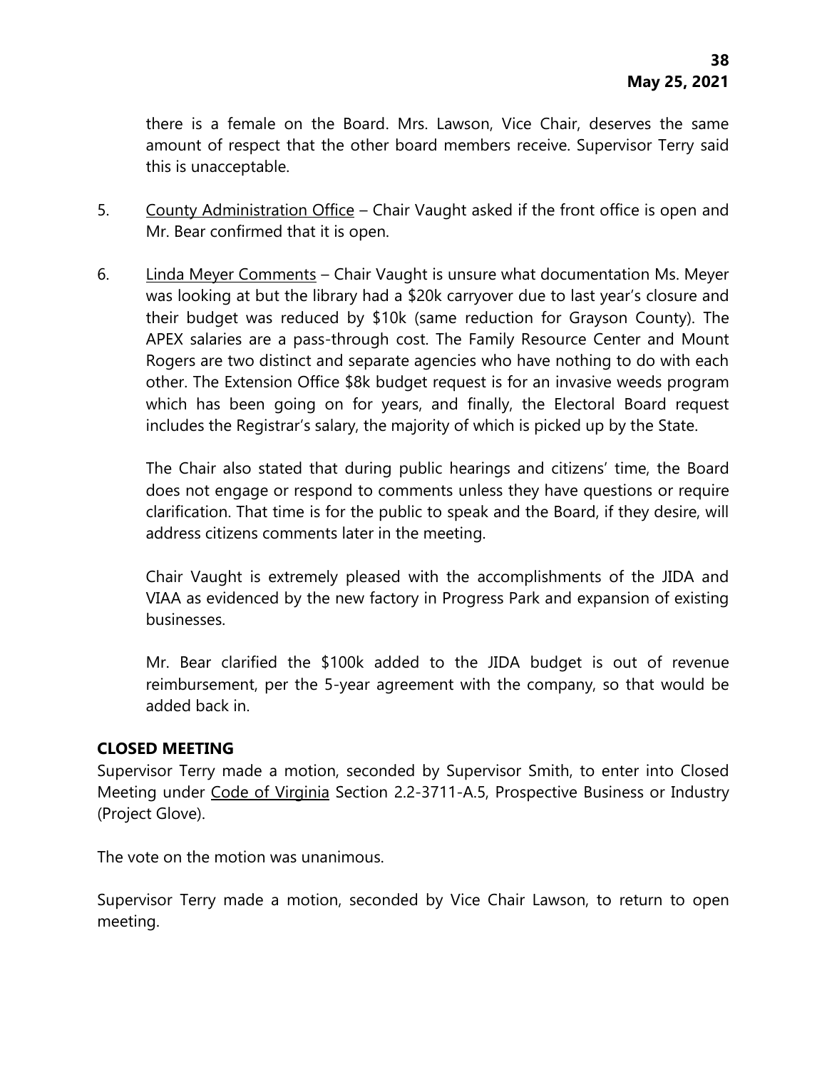there is a female on the Board. Mrs. Lawson, Vice Chair, deserves the same amount of respect that the other board members receive. Supervisor Terry said this is unacceptable.

5. County Administration Office – Chair Vaught asked if the front office is open and Mr. Bear confirmed that it is open.

6. Linda Meyer Comments – Chair Vaught is unsure what documentation Ms. Meyer was looking at but the library had a $20k carryover due to last year's closure and their budget was reduced by $10k (same reduction for Grayson County). The APEX salaries are a pass-through cost. The Family Resource Center and Mount Rogers are two distinct and separate agencies who have nothing to do with each other. The Extension Office $8k budget request is for an invasive weeds program which has been going on for years, and finally, the Electoral Board request includes the Registrar's salary, the majority of which is picked up by the State.

   The Chair also stated that during public hearings and citizens' time, the Board does not engage or respond to comments unless they have questions or require clarification. That time is for the public to speak and the Board, if they desire, will address citizens comments later in the meeting.

   Chair Vaught is extremely pleased with the accomplishments of the JIDA and VIAA as evidenced by the new factory in Progress Park and expansion of existing businesses.

   Mr. Bear clarified the $100k added to the JIDA budget is out of revenue reimbursement, per the 5-year agreement with the company, so that would be added back in.

**CLOSED MEETING**

Supervisor Terry made a motion, seconded by Supervisor Smith, to enter into Closed Meeting under Code of Virginia Section 2.2-3711-A.5, Prospective Business or Industry (Project Glove).

The vote on the motion was unanimous.

Supervisor Terry made a motion, seconded by Vice Chair Lawson, to return to open meeting.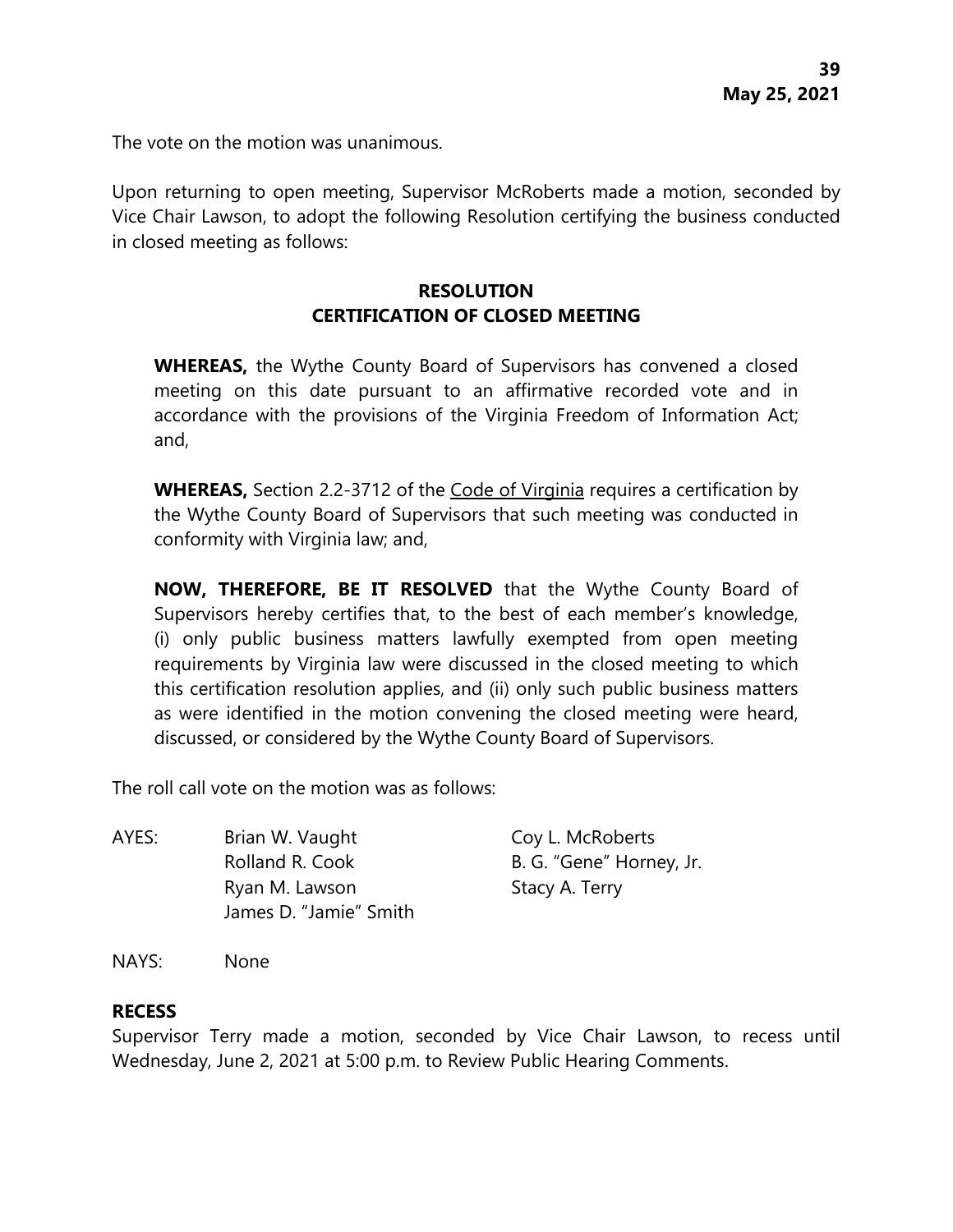The vote on the motion was unanimous.

Upon returning to open meeting, Supervisor McRoberts made a motion, seconded by Vice Chair Lawson, to adopt the following Resolution certifying the business conducted in closed meeting as follows:

**RESOLUTION**
**CERTIFICATION OF CLOSED MEETING**

> **WHEREAS,** the Wythe County Board of Supervisors has convened a closed meeting on this date pursuant to an affirmative recorded vote and in accordance with the provisions of the Virginia Freedom of Information Act; and,
>
> **WHEREAS,** Section 2.2-3712 of the Code of Virginia requires a certification by the Wythe County Board of Supervisors that such meeting was conducted in conformity with Virginia law; and,
>
> **NOW, THEREFORE, BE IT RESOLVED** that the Wythe County Board of Supervisors hereby certifies that, to the best of each member's knowledge, (i) only public business matters lawfully exempted from open meeting requirements by Virginia law were discussed in the closed meeting to which this certification resolution applies, and (ii) only such public business matters as were identified in the motion convening the closed meeting were heard, discussed, or considered by the Wythe County Board of Supervisors.

The roll call vote on the motion was as follows:

AYES: Brian W. Vaught, Coy L. McRoberts, Rolland R. Cook, B. G. "Gene" Horney, Jr., Ryan M. Lawson, Stacy A. Terry, James D. "Jamie" Smith

NAYS: None

**RECESS**

Supervisor Terry made a motion, seconded by Vice Chair Lawson, to recess until Wednesday, June 2, 2021 at 5:00 p.m. to Review Public Hearing Comments.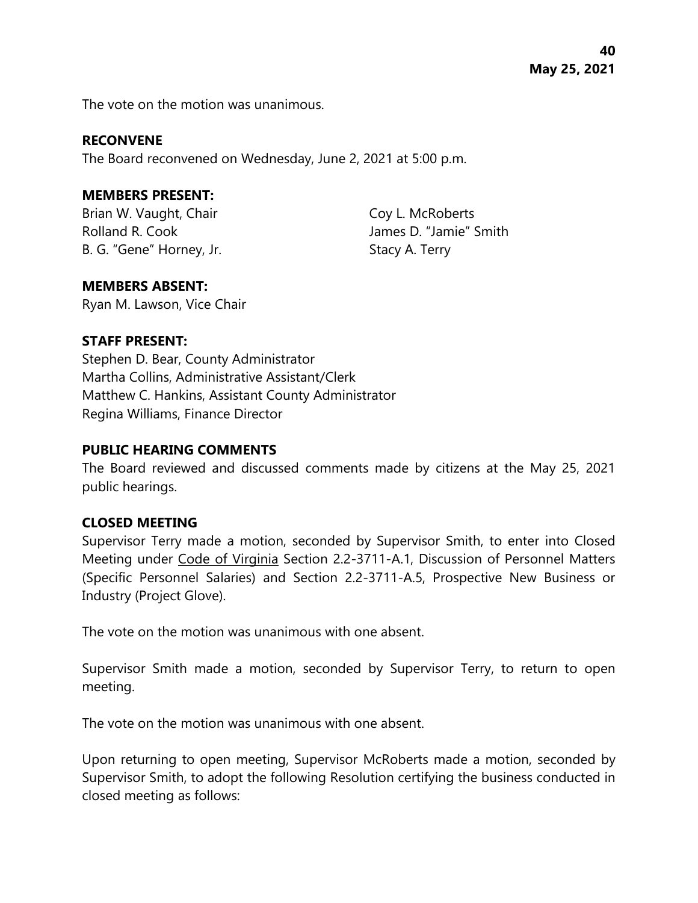The vote on the motion was unanimous.

**RECONVENE**

The Board reconvened on Wednesday, June 2, 2021 at 5:00 p.m.

**MEMBERS PRESENT:**

Brian W. Vaught, Chair
Rolland R. Cook
B. G. "Gene" Horney, Jr.
Coy L. McRoberts
James D. "Jamie" Smith
Stacy A. Terry

**MEMBERS ABSENT:**

Ryan M. Lawson, Vice Chair

**STAFF PRESENT:**

Stephen D. Bear, County Administrator
Martha Collins, Administrative Assistant/Clerk
Matthew C. Hankins, Assistant County Administrator
Regina Williams, Finance Director

**PUBLIC HEARING COMMENTS**

The Board reviewed and discussed comments made by citizens at the May 25, 2021 public hearings.

**CLOSED MEETING**

Supervisor Terry made a motion, seconded by Supervisor Smith, to enter into Closed Meeting under Code of Virginia Section 2.2-3711-A.1, Discussion of Personnel Matters (Specific Personnel Salaries) and Section 2.2-3711-A.5, Prospective New Business or Industry (Project Glove).

The vote on the motion was unanimous with one absent.

Supervisor Smith made a motion, seconded by Supervisor Terry, to return to open meeting.

The vote on the motion was unanimous with one absent.

Upon returning to open meeting, Supervisor McRoberts made a motion, seconded by Supervisor Smith, to adopt the following Resolution certifying the business conducted in closed meeting as follows: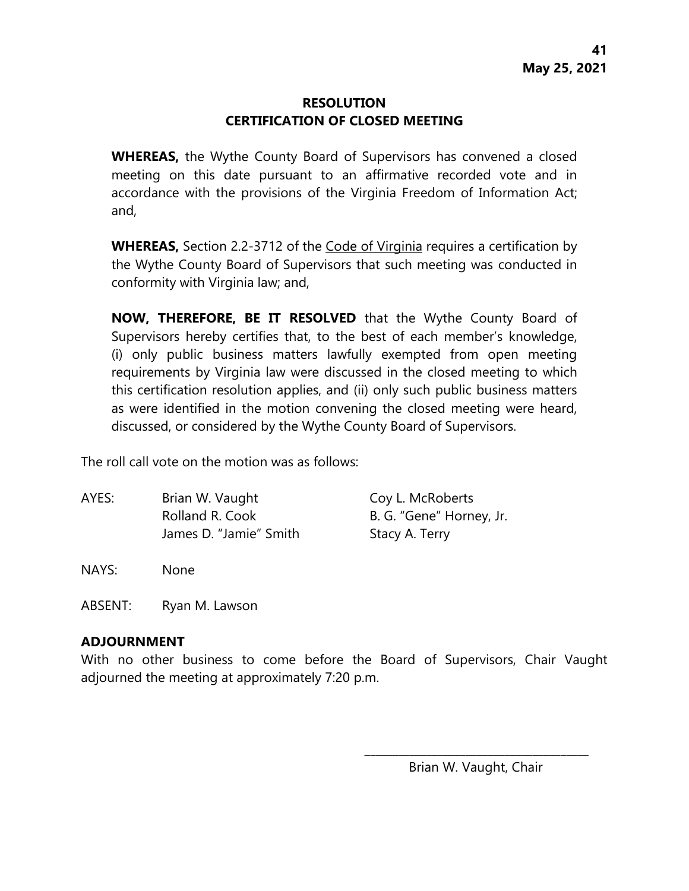## RESOLUTION
## CERTIFICATION OF CLOSED MEETING

**WHEREAS,** the Wythe County Board of Supervisors has convened a closed meeting on this date pursuant to an affirmative recorded vote and in accordance with the provisions of the Virginia Freedom of Information Act; and,

**WHEREAS,** Section 2.2-3712 of the Code of Virginia requires a certification by the Wythe County Board of Supervisors that such meeting was conducted in conformity with Virginia law; and,

**NOW, THEREFORE, BE IT RESOLVED** that the Wythe County Board of Supervisors hereby certifies that, to the best of each member's knowledge, (i) only public business matters lawfully exempted from open meeting requirements by Virginia law were discussed in the closed meeting to which this certification resolution applies, and (ii) only such public business matters as were identified in the motion convening the closed meeting were heard, discussed, or considered by the Wythe County Board of Supervisors.

The roll call vote on the motion was as follows:

| | | |
|---|---|---|
| AYES: | Brian W. Vaught | Coy L. McRoberts |
| | Rolland R. Cook | B. G. "Gene" Horney, Jr. |
| | James D. "Jamie" Smith | Stacy A. Terry |
| NAYS: | None | |
| ABSENT: | Ryan M. Lawson | |

### ADJOURNMENT

With no other business to come before the Board of Supervisors, Chair Vaught adjourned the meeting at approximately 7:20 p.m.

\_\_\_\_\_\_\_\_\_\_\_\_\_\_\_\_\_\_\_\_\_\_\_\_\_\_\_\_\_\_\_\_\_\_\_\_

Brian W. Vaught, Chair